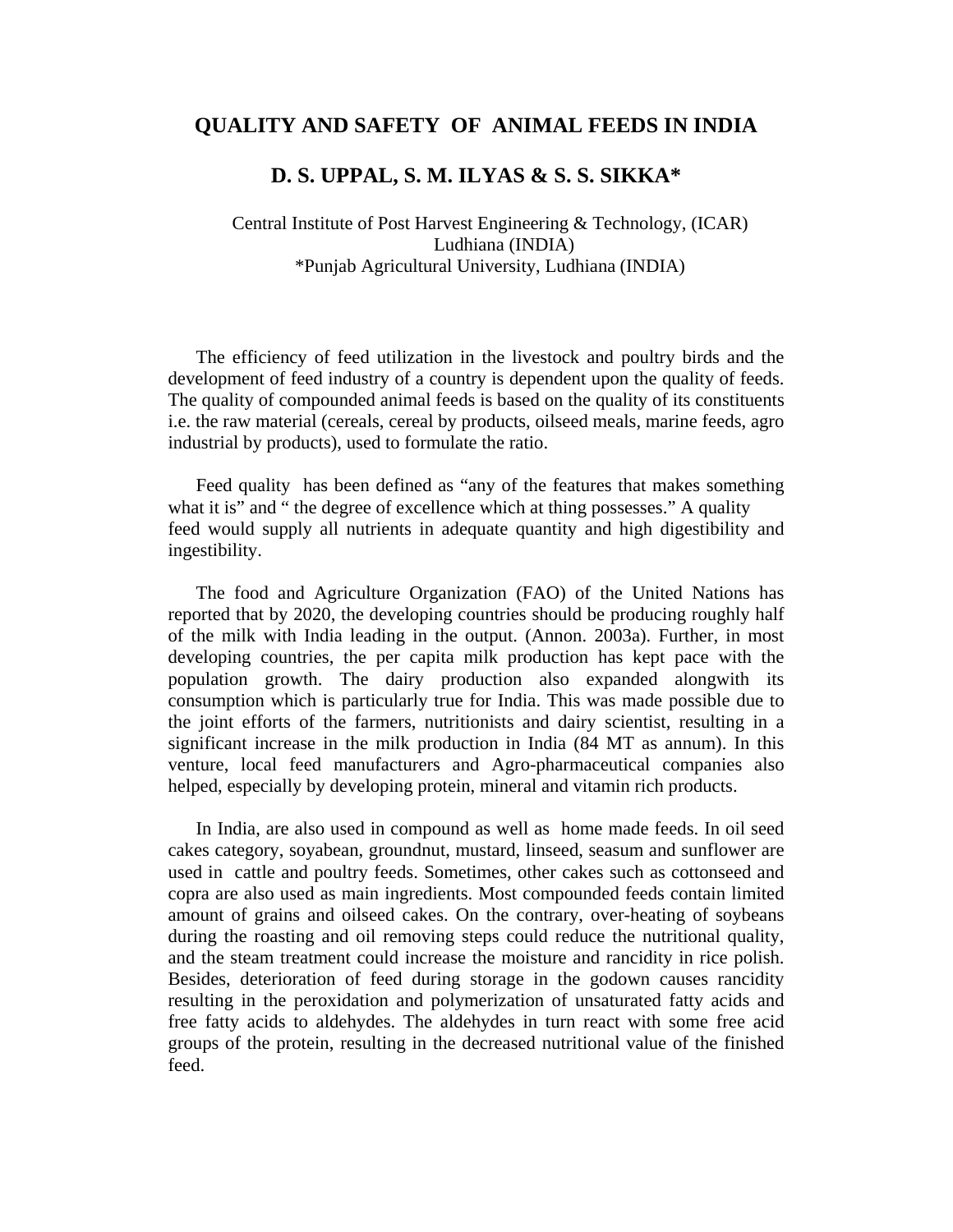# QUALITY AND SAFETY OF ANIMAL FEEDS IN INDIA

## D. S. UPPAL, S. M. ILYAS & S. S. SIKKA*

Central Institute of Post Harvest Engineering & Technology, (ICAR)
Ludhiana (INDIA)
*Punjab Agricultural University, Ludhiana (INDIA)

The efficiency of feed utilization in the livestock and poultry birds and the development of feed industry of a country is dependent upon the quality of feeds. The quality of compounded animal feeds is based on the quality of its constituents i.e. the raw material (cereals, cereal by products, oilseed meals, marine feeds, agro industrial by products), used to formulate the ratio.

Feed quality has been defined as "any of the features that makes something what it is" and " the degree of excellence which at thing possesses." A quality feed would supply all nutrients in adequate quantity and high digestibility and ingestibility.

The food and Agriculture Organization (FAO) of the United Nations has reported that by 2020, the developing countries should be producing roughly half of the milk with India leading in the output. (Annon. 2003a). Further, in most developing countries, the per capita milk production has kept pace with the population growth. The dairy production also expanded alongwith its consumption which is particularly true for India. This was made possible due to the joint efforts of the farmers, nutritionists and dairy scientist, resulting in a significant increase in the milk production in India (84 MT as annum). In this venture, local feed manufacturers and Agro-pharmaceutical companies also helped, especially by developing protein, mineral and vitamin rich products.

In India, are also used in compound as well as home made feeds. In oil seed cakes category, soyabean, groundnut, mustard, linseed, seasum and sunflower are used in cattle and poultry feeds. Sometimes, other cakes such as cottonseed and copra are also used as main ingredients. Most compounded feeds contain limited amount of grains and oilseed cakes. On the contrary, over-heating of soybeans during the roasting and oil removing steps could reduce the nutritional quality, and the steam treatment could increase the moisture and rancidity in rice polish. Besides, deterioration of feed during storage in the godown causes rancidity resulting in the peroxidation and polymerization of unsaturated fatty acids and free fatty acids to aldehydes. The aldehydes in turn react with some free acid groups of the protein, resulting in the decreased nutritional value of the finished feed.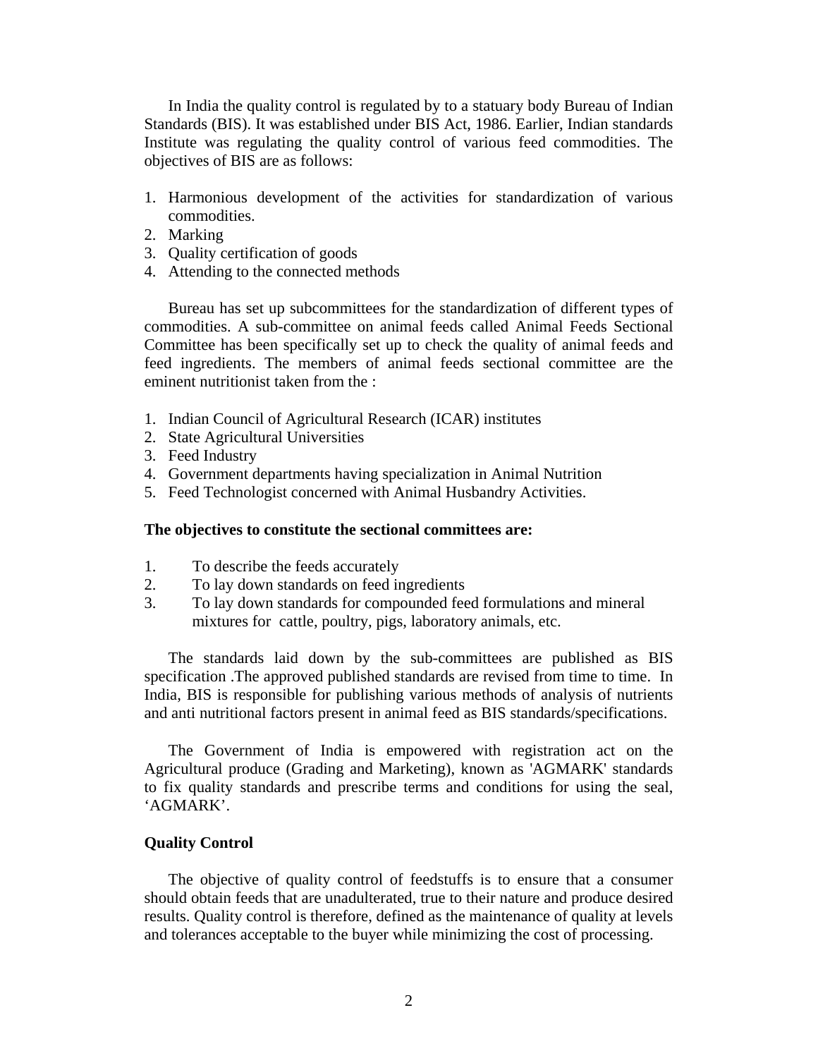In India the quality control is regulated by to a statuary body Bureau of Indian Standards (BIS). It was established under BIS Act, 1986. Earlier, Indian standards Institute was regulating the quality control of various feed commodities. The objectives of BIS are as follows:

1. Harmonious development of the activities for standardization of various commodities.
2. Marking
3. Quality certification of goods
4. Attending to the connected methods

Bureau has set up subcommittees for the standardization of different types of commodities. A sub-committee on animal feeds called Animal Feeds Sectional Committee has been specifically set up to check the quality of animal feeds and feed ingredients. The members of animal feeds sectional committee are the eminent nutritionist taken from the :

1. Indian Council of Agricultural Research (ICAR) institutes
2. State Agricultural Universities
3. Feed Industry
4. Government departments having specialization in Animal Nutrition
5. Feed Technologist concerned with Animal Husbandry Activities.

**The objectives to constitute the sectional committees are:**

1. To describe the feeds accurately
2. To lay down standards on feed ingredients
3. To lay down standards for compounded feed formulations and mineral mixtures for cattle, poultry, pigs, laboratory animals, etc.

The standards laid down by the sub-committees are published as BIS specification .The approved published standards are revised from time to time. In India, BIS is responsible for publishing various methods of analysis of nutrients and anti nutritional factors present in animal feed as BIS standards/specifications.

The Government of India is empowered with registration act on the Agricultural produce (Grading and Marketing), known as 'AGMARK' standards to fix quality standards and prescribe terms and conditions for using the seal, 'AGMARK'.

**Quality Control**

The objective of quality control of feedstuffs is to ensure that a consumer should obtain feeds that are unadulterated, true to their nature and produce desired results. Quality control is therefore, defined as the maintenance of quality at levels and tolerances acceptable to the buyer while minimizing the cost of processing.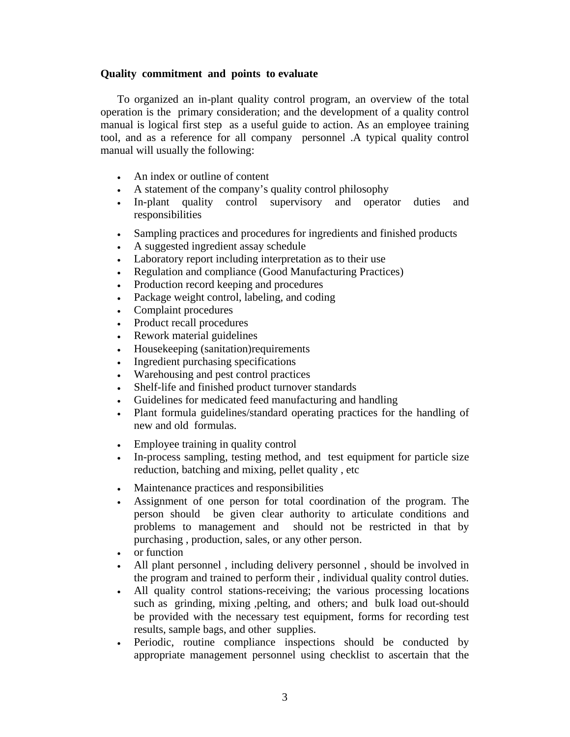**Quality commitment and points to evaluate**

To organized an in-plant quality control program, an overview of the total operation is the primary consideration; and the development of a quality control manual is logical first step as a useful guide to action. As an employee training tool, and as a reference for all company personnel .A typical quality control manual will usually the following:

- An index or outline of content
- A statement of the company's quality control philosophy
- In-plant quality control supervisory and operator duties and responsibilities
- Sampling practices and procedures for ingredients and finished products
- A suggested ingredient assay schedule
- Laboratory report including interpretation as to their use
- Regulation and compliance (Good Manufacturing Practices)
- Production record keeping and procedures
- Package weight control, labeling, and coding
- Complaint procedures
- Product recall procedures
- Rework material guidelines
- Housekeeping (sanitation)requirements
- Ingredient purchasing specifications
- Warehousing and pest control practices
- Shelf-life and finished product turnover standards
- Guidelines for medicated feed manufacturing and handling
- Plant formula guidelines/standard operating practices for the handling of new and old formulas.
- Employee training in quality control
- In-process sampling, testing method, and test equipment for particle size reduction, batching and mixing, pellet quality , etc
- Maintenance practices and responsibilities
- Assignment of one person for total coordination of the program. The person should be given clear authority to articulate conditions and problems to management and should not be restricted in that by purchasing , production, sales, or any other person.
- or function
- All plant personnel , including delivery personnel , should be involved in the program and trained to perform their , individual quality control duties.
- All quality control stations-receiving; the various processing locations such as grinding, mixing ,pelting, and others; and bulk load out-should be provided with the necessary test equipment, forms for recording test results, sample bags, and other supplies.
- Periodic, routine compliance inspections should be conducted by appropriate management personnel using checklist to ascertain that the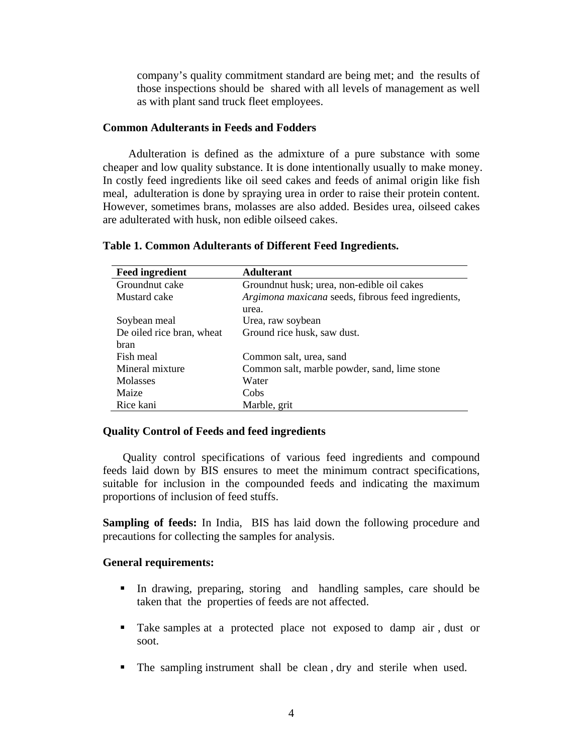company's quality commitment standard are being met; and the results of those inspections should be shared with all levels of management as well as with plant sand truck fleet employees.

### Common Adulterants in Feeds and Fodders

Adulteration is defined as the admixture of a pure substance with some cheaper and low quality substance. It is done intentionally usually to make money. In costly feed ingredients like oil seed cakes and feeds of animal origin like fish meal, adulteration is done by spraying urea in order to raise their protein content. However, sometimes brans, molasses are also added. Besides urea, oilseed cakes are adulterated with husk, non edible oilseed cakes.

**Table 1. Common Adulterants of Different Feed Ingredients.**

| Feed ingredient | Adulterant |
|---|---|
| Groundnut cake | Groundnut husk; urea, non-edible oil cakes |
| Mustard cake | *Argimona maxicana* seeds, fibrous feed ingredients, urea. |
| Soybean meal | Urea, raw soybean |
| De oiled rice bran, wheat bran | Ground rice husk, saw dust. |
| Fish meal | Common salt, urea, sand |
| Mineral mixture | Common salt, marble powder, sand, lime stone |
| Molasses | Water |
| Maize | Cobs |
| Rice kani | Marble, grit |

### Quality Control of Feeds and feed ingredients

Quality control specifications of various feed ingredients and compound feeds laid down by BIS ensures to meet the minimum contract specifications, suitable for inclusion in the compounded feeds and indicating the maximum proportions of inclusion of feed stuffs.

**Sampling of feeds:** In India, BIS has laid down the following procedure and precautions for collecting the samples for analysis.

**General requirements:**

- In drawing, preparing, storing and handling samples, care should be taken that the properties of feeds are not affected.
- Take samples at a protected place not exposed to damp air , dust or soot.
- The sampling instrument shall be clean , dry and sterile when used.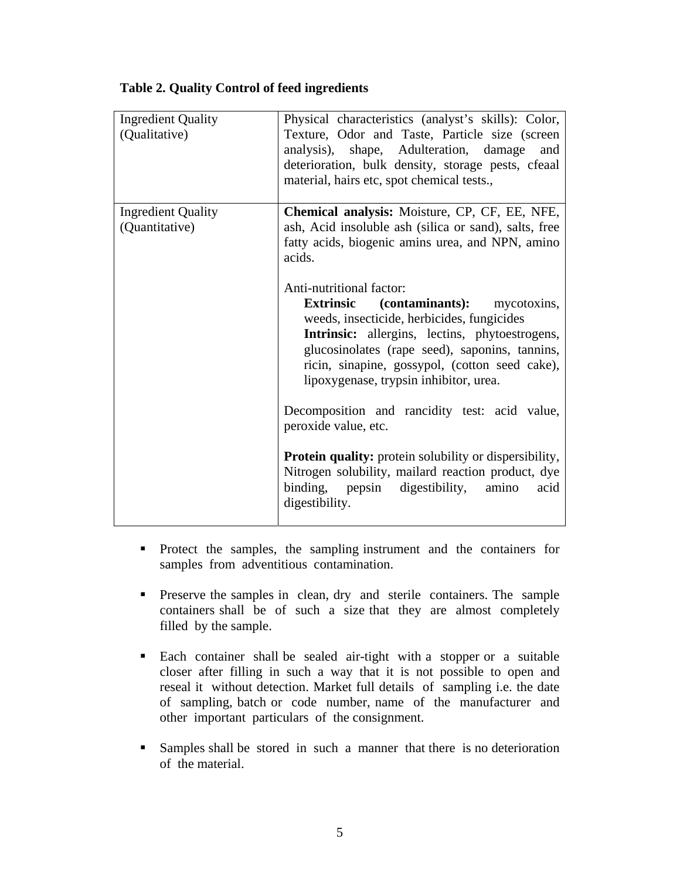**Table 2. Quality Control of feed ingredients**

| | |
|---|---|
| Ingredient Quality (Qualitative) | Physical characteristics (analyst's skills): Color, Texture, Odor and Taste, Particle size (screen analysis), shape, Adulteration, damage and deterioration, bulk density, storage pests, cfeaal material, hairs etc, spot chemical tests., |
| Ingredient Quality (Quantitative) | **Chemical analysis:** Moisture, CP, CF, EE, NFE, ash, Acid insoluble ash (silica or sand), salts, free fatty acids, biogenic amins urea, and NPN, amino acids.<br><br>Anti-nutritional factor:<br>**Extrinsic (contaminants):** mycotoxins, weeds, insecticide, herbicides, fungicides<br>**Intrinsic:** allergins, lectins, phytoestrogens, glucosinolates (rape seed), saponins, tannins, ricin, sinapine, gossypol, (cotton seed cake), lipoxygenase, trypsin inhibitor, urea.<br><br>Decomposition and rancidity test: acid value, peroxide value, etc.<br><br>**Protein quality:** protein solubility or dispersibility, Nitrogen solubility, mailard reaction product, dye binding, pepsin digestibility, amino acid digestibility. |

- Protect the samples, the sampling instrument and the containers for samples from adventitious contamination.

- Preserve the samples in clean, dry and sterile containers. The sample containers shall be of such a size that they are almost completely filled by the sample.

- Each container shall be sealed air-tight with a stopper or a suitable closer after filling in such a way that it is not possible to open and reseal it without detection. Market full details of sampling i.e. the date of sampling, batch or code number, name of the manufacturer and other important particulars of the consignment.

- Samples shall be stored in such a manner that there is no deterioration of the material.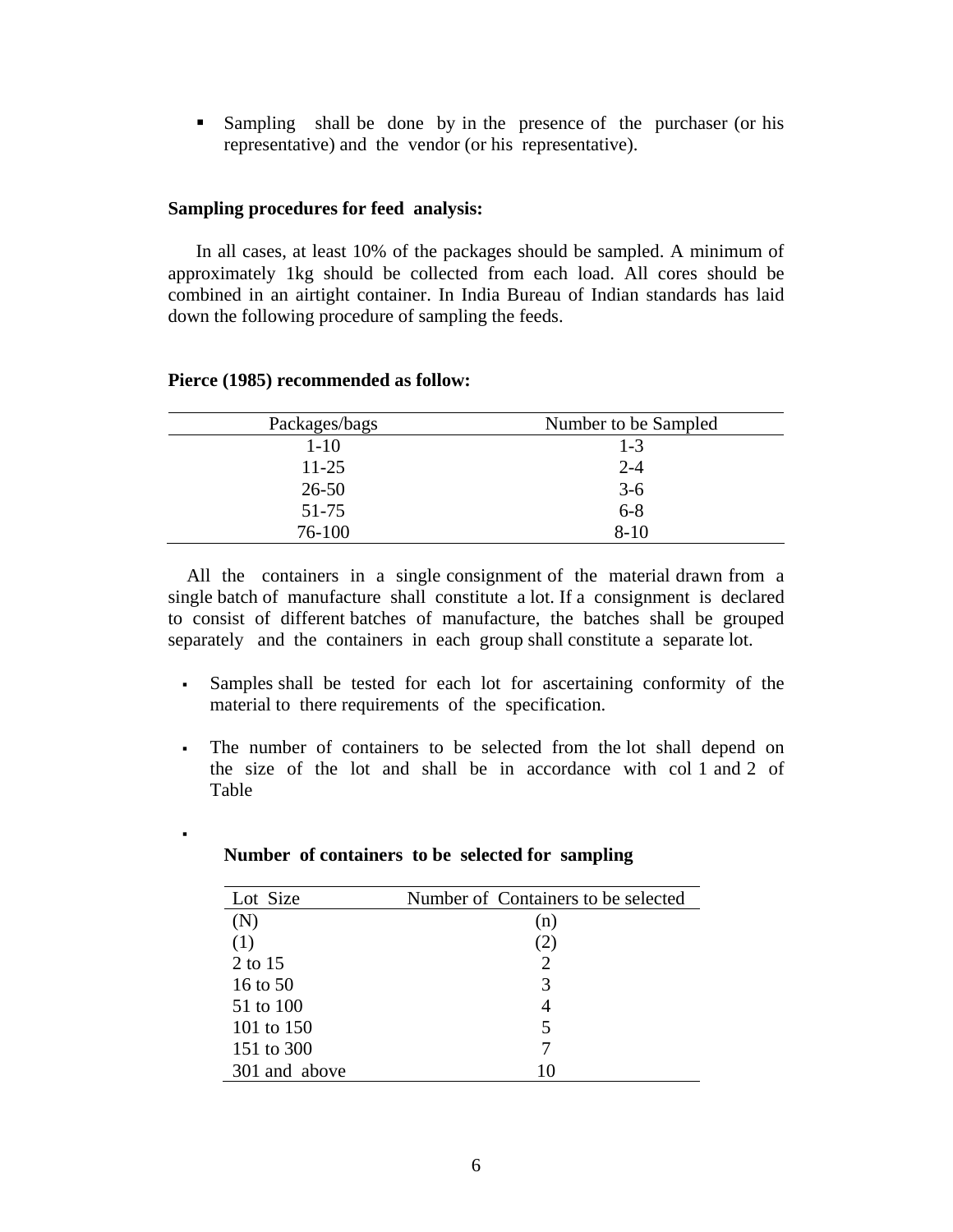- Sampling shall be done by in the presence of the purchaser (or his representative) and the vendor (or his representative).

**Sampling procedures for feed analysis:**

In all cases, at least 10% of the packages should be sampled. A minimum of approximately 1kg should be collected from each load. All cores should be combined in an airtight container. In India Bureau of Indian standards has laid down the following procedure of sampling the feeds.

**Pierce (1985) recommended as follow:**

| Packages/bags | Number to be Sampled |
|---|---|
| 1-10 | 1-3 |
| 11-25 | 2-4 |
| 26-50 | 3-6 |
| 51-75 | 6-8 |
| 76-100 | 8-10 |

All the containers in a single consignment of the material drawn from a single batch of manufacture shall constitute a lot. If a consignment is declared to consist of different batches of manufacture, the batches shall be grouped separately and the containers in each group shall constitute a separate lot.

- Samples shall be tested for each lot for ascertaining conformity of the material to there requirements of the specification.
- The number of containers to be selected from the lot shall depend on the size of the lot and shall be in accordance with col 1 and 2 of Table
-

**Number of containers to be selected for sampling**

| Lot Size | Number of Containers to be selected |
|---|---|
| (N) | (n) |
| (1) | (2) |
| 2 to 15 | 2 |
| 16 to 50 | 3 |
| 51 to 100 | 4 |
| 101 to 150 | 5 |
| 151 to 300 | 7 |
| 301 and above | 10 |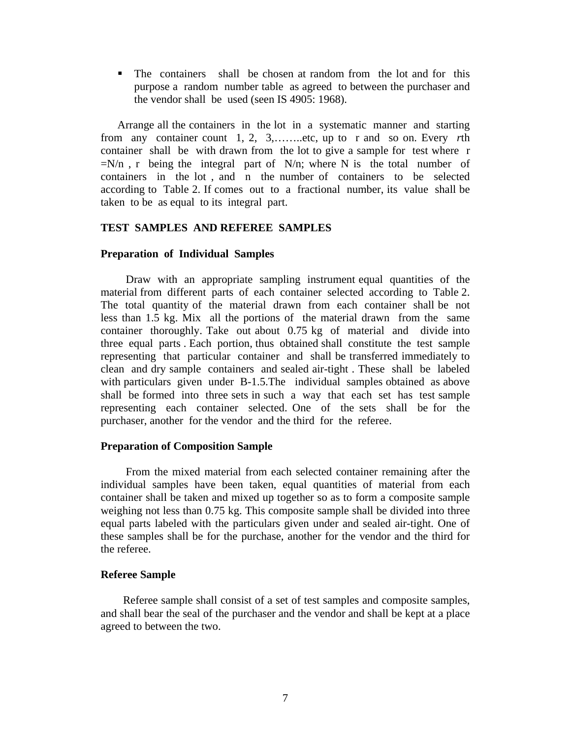- The containers shall be chosen at random from the lot and for this purpose a random number table as agreed to between the purchaser and the vendor shall be used (seen IS 4905: 1968).

Arrange all the containers in the lot in a systematic manner and starting from any container count 1, 2, 3,……..etc, up to r and so on. Every *r*th container shall be with drawn from the lot to give a sample for test where r =N/n , r being the integral part of N/n; where N is the total number of containers in the lot , and n the number of containers to be selected according to Table 2. If comes out to a fractional number, its value shall be taken to be as equal to its integral part.

**TEST SAMPLES AND REFEREE SAMPLES**

**Preparation of Individual Samples**

Draw with an appropriate sampling instrument equal quantities of the material from different parts of each container selected according to Table 2. The total quantity of the material drawn from each container shall be not less than 1.5 kg. Mix all the portions of the material drawn from the same container thoroughly. Take out about 0.75 kg of material and divide into three equal parts . Each portion, thus obtained shall constitute the test sample representing that particular container and shall be transferred immediately to clean and dry sample containers and sealed air-tight . These shall be labeled with particulars given under B-1.5.The individual samples obtained as above shall be formed into three sets in such a way that each set has test sample representing each container selected. One of the sets shall be for the purchaser, another for the vendor and the third for the referee.

**Preparation of Composition Sample**

From the mixed material from each selected container remaining after the individual samples have been taken, equal quantities of material from each container shall be taken and mixed up together so as to form a composite sample weighing not less than 0.75 kg. This composite sample shall be divided into three equal parts labeled with the particulars given under and sealed air-tight. One of these samples shall be for the purchase, another for the vendor and the third for the referee.

**Referee Sample**

Referee sample shall consist of a set of test samples and composite samples, and shall bear the seal of the purchaser and the vendor and shall be kept at a place agreed to between the two.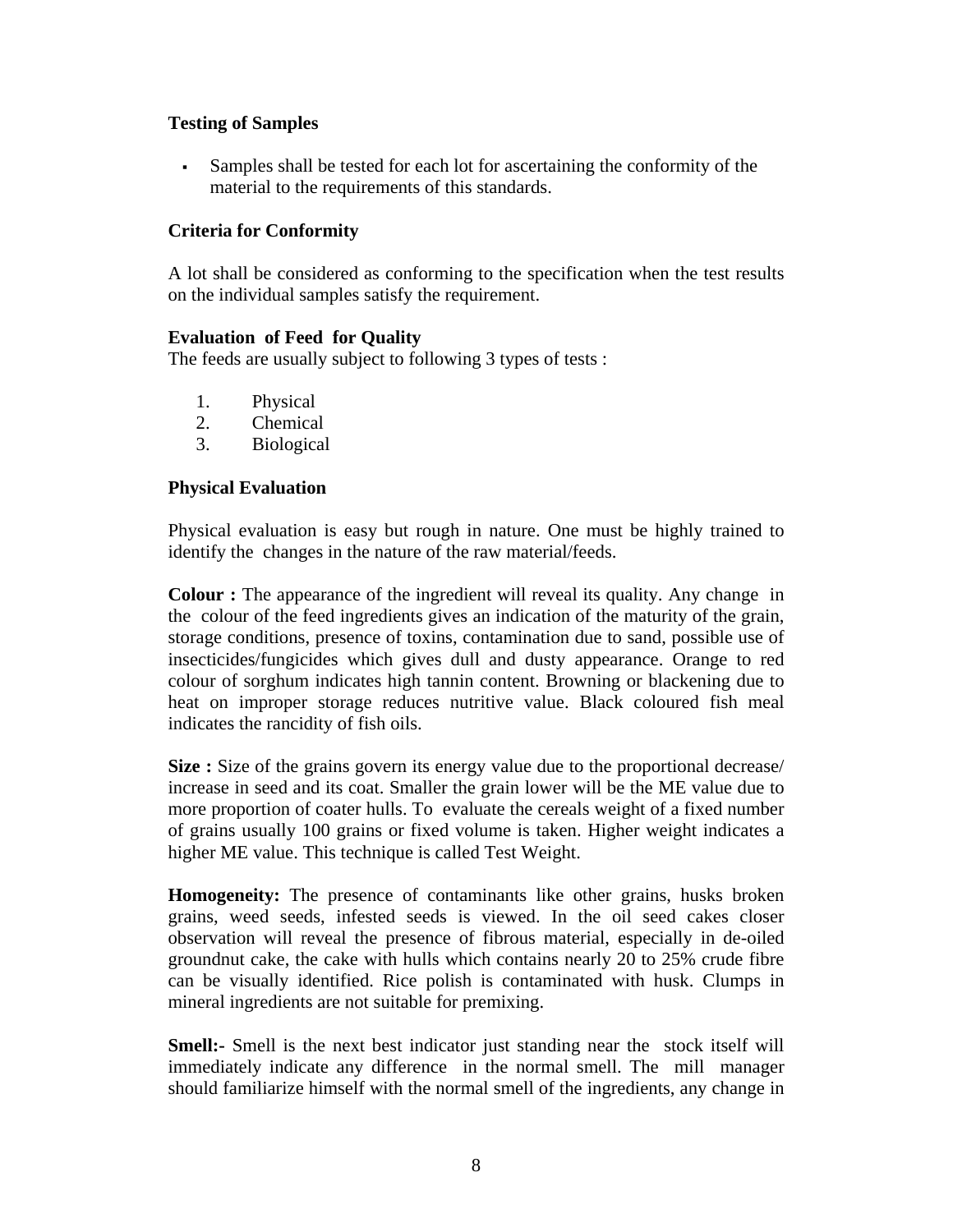### Testing of Samples

- Samples shall be tested for each lot for ascertaining the conformity of the material to the requirements of this standards.

### Criteria for Conformity

A lot shall be considered as conforming to the specification when the test results on the individual samples satisfy the requirement.

### Evaluation of Feed for Quality

The feeds are usually subject to following 3 types of tests :

1. Physical
2. Chemical
3. Biological

### Physical Evaluation

Physical evaluation is easy but rough in nature. One must be highly trained to identify the changes in the nature of the raw material/feeds.

**Colour :** The appearance of the ingredient will reveal its quality. Any change in the colour of the feed ingredients gives an indication of the maturity of the grain, storage conditions, presence of toxins, contamination due to sand, possible use of insecticides/fungicides which gives dull and dusty appearance. Orange to red colour of sorghum indicates high tannin content. Browning or blackening due to heat on improper storage reduces nutritive value. Black coloured fish meal indicates the rancidity of fish oils.

**Size :** Size of the grains govern its energy value due to the proportional decrease/ increase in seed and its coat. Smaller the grain lower will be the ME value due to more proportion of coater hulls. To evaluate the cereals weight of a fixed number of grains usually 100 grains or fixed volume is taken. Higher weight indicates a higher ME value. This technique is called Test Weight.

**Homogeneity:** The presence of contaminants like other grains, husks broken grains, weed seeds, infested seeds is viewed. In the oil seed cakes closer observation will reveal the presence of fibrous material, especially in de-oiled groundnut cake, the cake with hulls which contains nearly 20 to 25% crude fibre can be visually identified. Rice polish is contaminated with husk. Clumps in mineral ingredients are not suitable for premixing.

**Smell:-** Smell is the next best indicator just standing near the stock itself will immediately indicate any difference in the normal smell. The mill manager should familiarize himself with the normal smell of the ingredients, any change in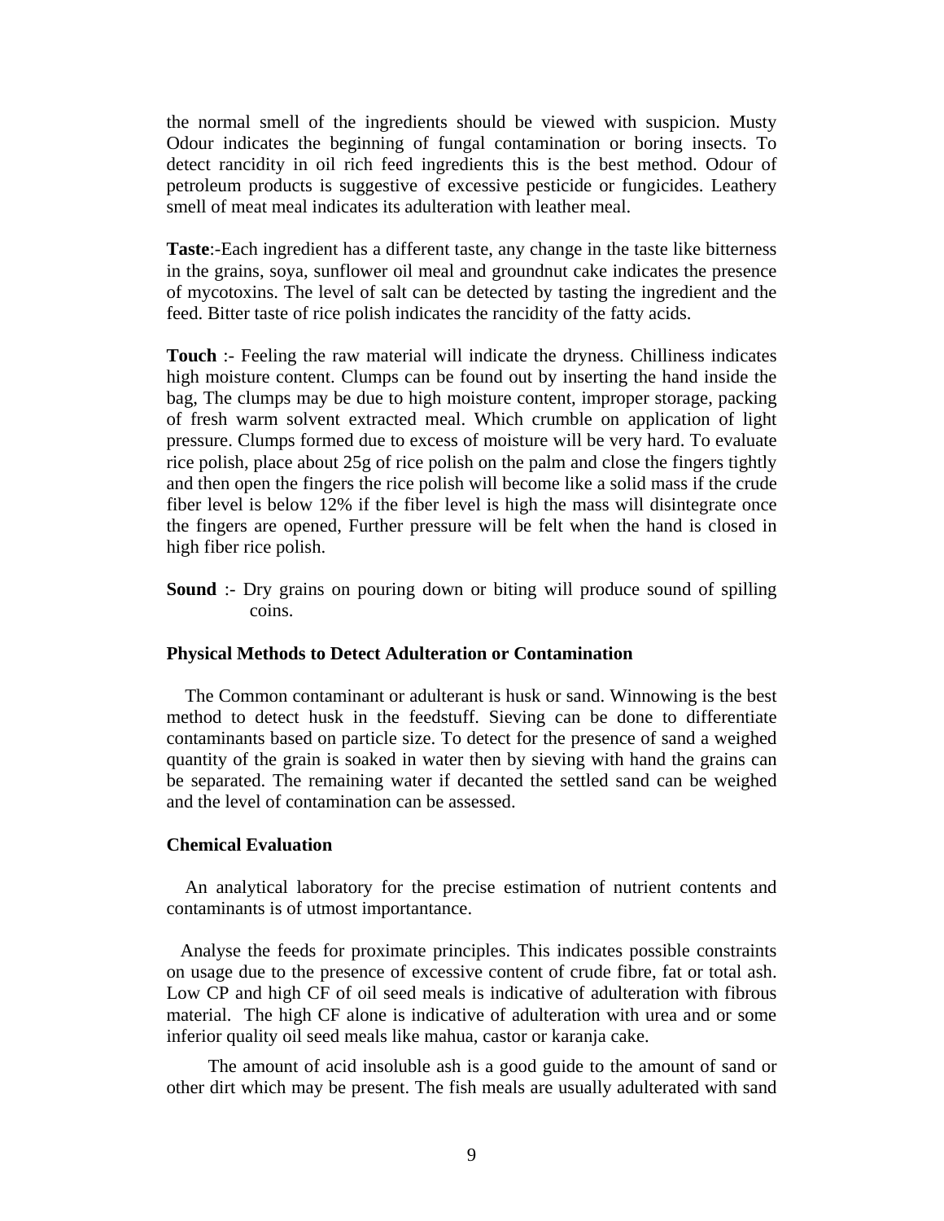the normal smell of the ingredients should be viewed with suspicion. Musty Odour indicates the beginning of fungal contamination or boring insects. To detect rancidity in oil rich feed ingredients this is the best method. Odour of petroleum products is suggestive of excessive pesticide or fungicides. Leathery smell of meat meal indicates its adulteration with leather meal.

**Taste**:-Each ingredient has a different taste, any change in the taste like bitterness in the grains, soya, sunflower oil meal and groundnut cake indicates the presence of mycotoxins. The level of salt can be detected by tasting the ingredient and the feed. Bitter taste of rice polish indicates the rancidity of the fatty acids.

**Touch** :- Feeling the raw material will indicate the dryness. Chilliness indicates high moisture content. Clumps can be found out by inserting the hand inside the bag, The clumps may be due to high moisture content, improper storage, packing of fresh warm solvent extracted meal. Which crumble on application of light pressure. Clumps formed due to excess of moisture will be very hard. To evaluate rice polish, place about 25g of rice polish on the palm and close the fingers tightly and then open the fingers the rice polish will become like a solid mass if the crude fiber level is below 12% if the fiber level is high the mass will disintegrate once the fingers are opened, Further pressure will be felt when the hand is closed in high fiber rice polish.

**Sound** :- Dry grains on pouring down or biting will produce sound of spilling coins.

### Physical Methods to Detect Adulteration or Contamination

The Common contaminant or adulterant is husk or sand. Winnowing is the best method to detect husk in the feedstuff. Sieving can be done to differentiate contaminants based on particle size. To detect for the presence of sand a weighed quantity of the grain is soaked in water then by sieving with hand the grains can be separated. The remaining water if decanted the settled sand can be weighed and the level of contamination can be assessed.

### Chemical Evaluation

An analytical laboratory for the precise estimation of nutrient contents and contaminants is of utmost importantance.

Analyse the feeds for proximate principles. This indicates possible constraints on usage due to the presence of excessive content of crude fibre, fat or total ash. Low CP and high CF of oil seed meals is indicative of adulteration with fibrous material. The high CF alone is indicative of adulteration with urea and or some inferior quality oil seed meals like mahua, castor or karanja cake.

The amount of acid insoluble ash is a good guide to the amount of sand or other dirt which may be present. The fish meals are usually adulterated with sand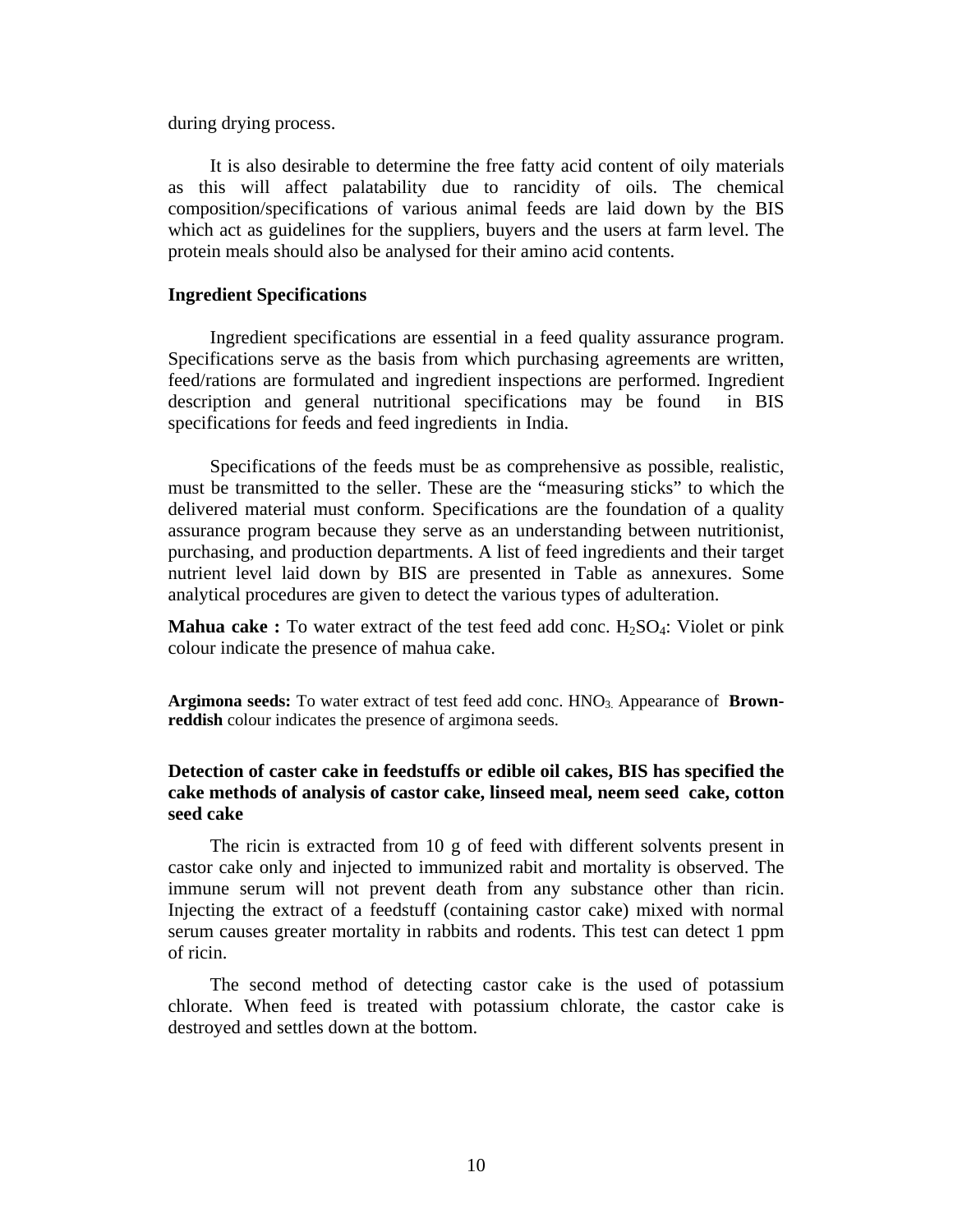during drying process.

It is also desirable to determine the free fatty acid content of oily materials as this will affect palatability due to rancidity of oils. The chemical composition/specifications of various animal feeds are laid down by the BIS which act as guidelines for the suppliers, buyers and the users at farm level. The protein meals should also be analysed for their amino acid contents.

**Ingredient Specifications**

Ingredient specifications are essential in a feed quality assurance program. Specifications serve as the basis from which purchasing agreements are written, feed/rations are formulated and ingredient inspections are performed. Ingredient description and general nutritional specifications may be found in BIS specifications for feeds and feed ingredients in India.

Specifications of the feeds must be as comprehensive as possible, realistic, must be transmitted to the seller. These are the "measuring sticks" to which the delivered material must conform. Specifications are the foundation of a quality assurance program because they serve as an understanding between nutritionist, purchasing, and production departments. A list of feed ingredients and their target nutrient level laid down by BIS are presented in Table as annexures. Some analytical procedures are given to detect the various types of adulteration.

**Mahua cake :** To water extract of the test feed add conc. $H_2SO_4$: Violet or pink colour indicate the presence of mahua cake.

**Argimona seeds:** To water extract of test feed add conc. $HNO_3$. Appearance of **Brown-reddish** colour indicates the presence of argimona seeds.

**Detection of caster cake in feedstuffs or edible oil cakes, BIS has specified the cake methods of analysis of castor cake, linseed meal, neem seed cake, cotton seed cake**

The ricin is extracted from 10 g of feed with different solvents present in castor cake only and injected to immunized rabit and mortality is observed. The immune serum will not prevent death from any substance other than ricin. Injecting the extract of a feedstuff (containing castor cake) mixed with normal serum causes greater mortality in rabbits and rodents. This test can detect 1 ppm of ricin.

The second method of detecting castor cake is the used of potassium chlorate. When feed is treated with potassium chlorate, the castor cake is destroyed and settles down at the bottom.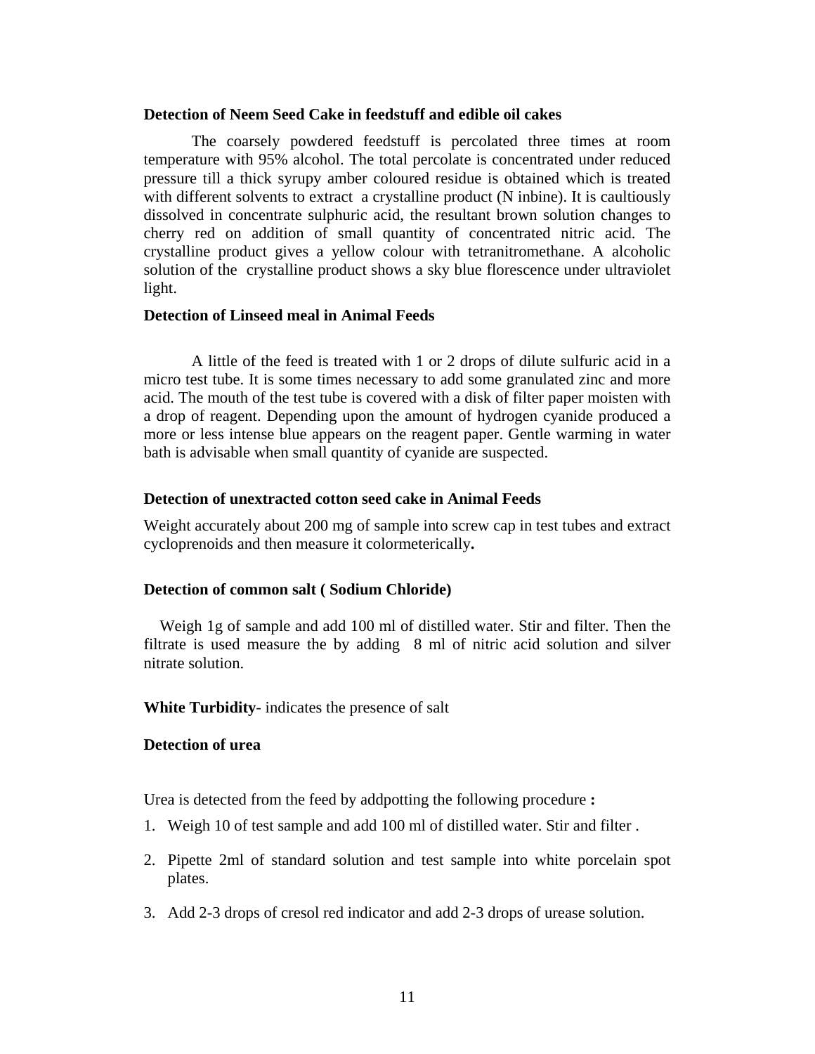**Detection of Neem Seed Cake in feedstuff and edible oil cakes**

The coarsely powdered feedstuff is percolated three times at room temperature with 95% alcohol. The total percolate is concentrated under reduced pressure till a thick syrupy amber coloured residue is obtained which is treated with different solvents to extract a crystalline product (N inbine). It is caultiously dissolved in concentrate sulphuric acid, the resultant brown solution changes to cherry red on addition of small quantity of concentrated nitric acid. The crystalline product gives a yellow colour with tetranitromethane. A alcoholic solution of the crystalline product shows a sky blue florescence under ultraviolet light.

**Detection of Linseed meal in Animal Feeds**

A little of the feed is treated with 1 or 2 drops of dilute sulfuric acid in a micro test tube. It is some times necessary to add some granulated zinc and more acid. The mouth of the test tube is covered with a disk of filter paper moisten with a drop of reagent. Depending upon the amount of hydrogen cyanide produced a more or less intense blue appears on the reagent paper. Gentle warming in water bath is advisable when small quantity of cyanide are suspected.

**Detection of unextracted cotton seed cake in Animal Feeds**

Weight accurately about 200 mg of sample into screw cap in test tubes and extract cycloprenoids and then measure it colormeterically**.**

**Detection of common salt ( Sodium Chloride)**

Weigh 1g of sample and add 100 ml of distilled water. Stir and filter. Then the filtrate is used measure the by adding 8 ml of nitric acid solution and silver nitrate solution.

**White Turbidity**- indicates the presence of salt

**Detection of urea**

Urea is detected from the feed by addpotting the following procedure **:**

1. Weigh 10 of test sample and add 100 ml of distilled water. Stir and filter .
2. Pipette 2ml of standard solution and test sample into white porcelain spot plates.
3. Add 2-3 drops of cresol red indicator and add 2-3 drops of urease solution.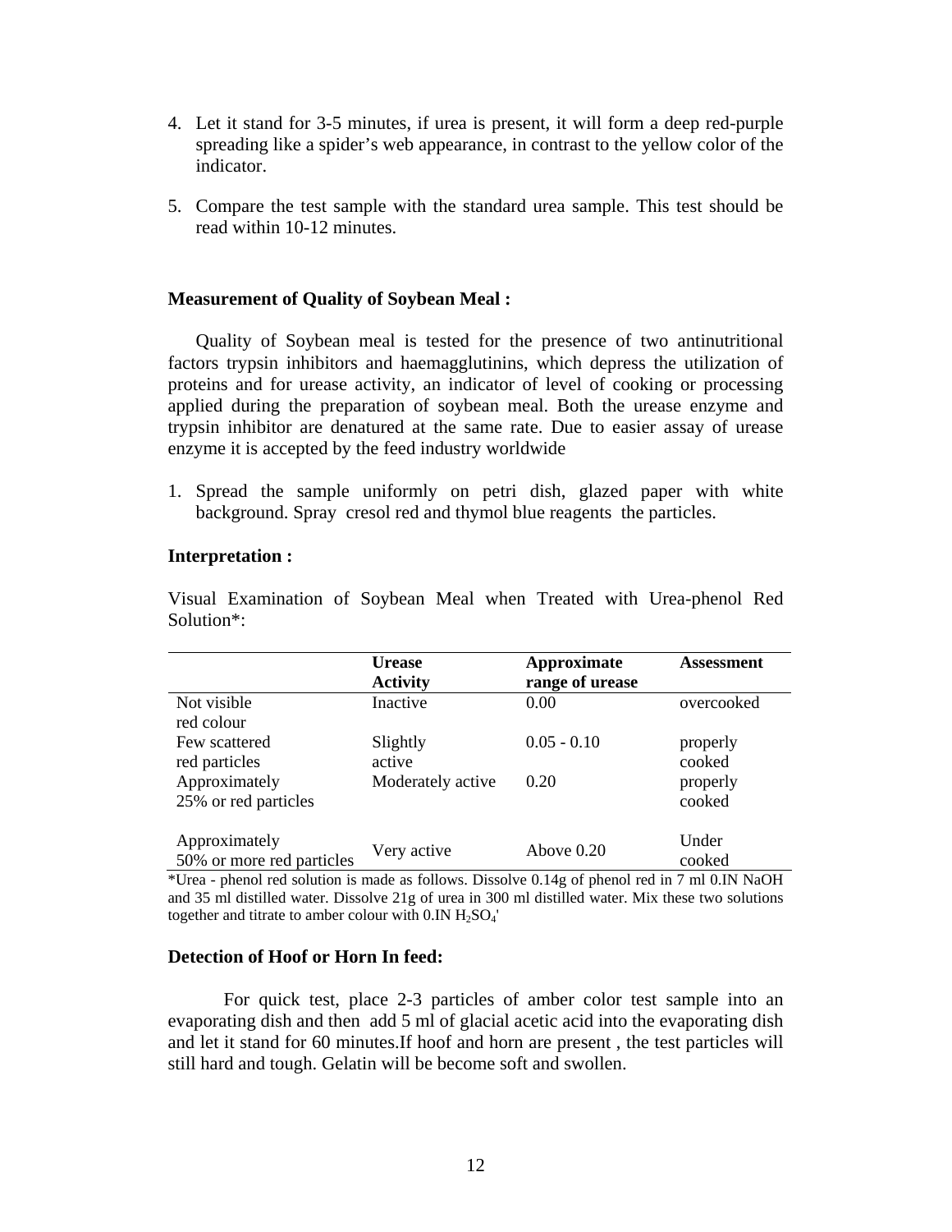4. Let it stand for 3-5 minutes, if urea is present, it will form a deep red-purple spreading like a spider's web appearance, in contrast to the yellow color of the indicator.

5. Compare the test sample with the standard urea sample. This test should be read within 10-12 minutes.

**Measurement of Quality of Soybean Meal :**

Quality of Soybean meal is tested for the presence of two antinutritional factors trypsin inhibitors and haemagglutinins, which depress the utilization of proteins and for urease activity, an indicator of level of cooking or processing applied during the preparation of soybean meal. Both the urease enzyme and trypsin inhibitor are denatured at the same rate. Due to easier assay of urease enzyme it is accepted by the feed industry worldwide

1. Spread the sample uniformly on petri dish, glazed paper with white background. Spray cresol red and thymol blue reagents the particles.

**Interpretation :**

Visual Examination of Soybean Meal when Treated with Urea-phenol Red Solution*:

| | **Urease Activity** | **Approximate range of urease** | **Assessment** |
|---|---|---|---|
| Not visible red colour | Inactive | 0.00 | overcooked |
| Few scattered red particles | Slightly active | 0.05 - 0.10 | properly cooked |
| Approximately 25% or red particles | Moderately active | 0.20 | properly cooked |
| Approximately 50% or more red particles | Very active | Above 0.20 | Under cooked |

*Urea - phenol red solution is made as follows. Dissolve 0.14g of phenol red in 7 ml 0.IN NaOH and 35 ml distilled water. Dissolve 21g of urea in 300 ml distilled water. Mix these two solutions together and titrate to amber colour with 0.IN $H_2SO_4$'

**Detection of Hoof or Horn In feed:**

For quick test, place 2-3 particles of amber color test sample into an evaporating dish and then add 5 ml of glacial acetic acid into the evaporating dish and let it stand for 60 minutes.If hoof and horn are present , the test particles will still hard and tough. Gelatin will be become soft and swollen.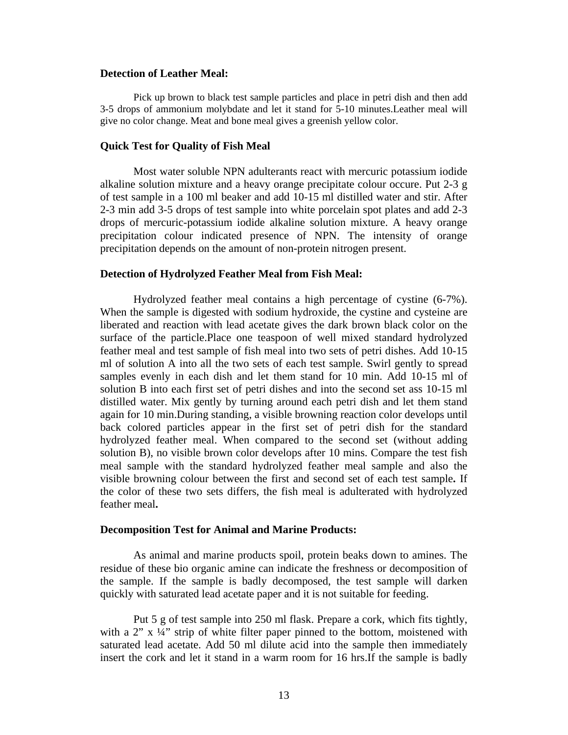### Detection of Leather Meal:

Pick up brown to black test sample particles and place in petri dish and then add 3-5 drops of ammonium molybdate and let it stand for 5-10 minutes.Leather meal will give no color change. Meat and bone meal gives a greenish yellow color.

### Quick Test for Quality of Fish Meal

Most water soluble NPN adulterants react with mercuric potassium iodide alkaline solution mixture and a heavy orange precipitate colour occure. Put 2-3 g of test sample in a 100 ml beaker and add 10-15 ml distilled water and stir. After 2-3 min add 3-5 drops of test sample into white porcelain spot plates and add 2-3 drops of mercuric-potassium iodide alkaline solution mixture. A heavy orange precipitation colour indicated presence of NPN. The intensity of orange precipitation depends on the amount of non-protein nitrogen present.

### Detection of Hydrolyzed Feather Meal from Fish Meal:

Hydrolyzed feather meal contains a high percentage of cystine (6-7%). When the sample is digested with sodium hydroxide, the cystine and cysteine are liberated and reaction with lead acetate gives the dark brown black color on the surface of the particle.Place one teaspoon of well mixed standard hydrolyzed feather meal and test sample of fish meal into two sets of petri dishes. Add 10-15 ml of solution A into all the two sets of each test sample. Swirl gently to spread samples evenly in each dish and let them stand for 10 min. Add 10-15 ml of solution B into each first set of petri dishes and into the second set ass 10-15 ml distilled water. Mix gently by turning around each petri dish and let them stand again for 10 min.During standing, a visible browning reaction color develops until back colored particles appear in the first set of petri dish for the standard hydrolyzed feather meal. When compared to the second set (without adding solution B), no visible brown color develops after 10 mins. Compare the test fish meal sample with the standard hydrolyzed feather meal sample and also the visible browning colour between the first and second set of each test sample**.** If the color of these two sets differs, the fish meal is adulterated with hydrolyzed feather meal**.**

### Decomposition Test for Animal and Marine Products:

As animal and marine products spoil, protein beaks down to amines. The residue of these bio organic amine can indicate the freshness or decomposition of the sample. If the sample is badly decomposed, the test sample will darken quickly with saturated lead acetate paper and it is not suitable for feeding.

Put 5 g of test sample into 250 ml flask. Prepare a cork, which fits tightly, with a 2" x ¼" strip of white filter paper pinned to the bottom, moistened with saturated lead acetate. Add 50 ml dilute acid into the sample then immediately insert the cork and let it stand in a warm room for 16 hrs.If the sample is badly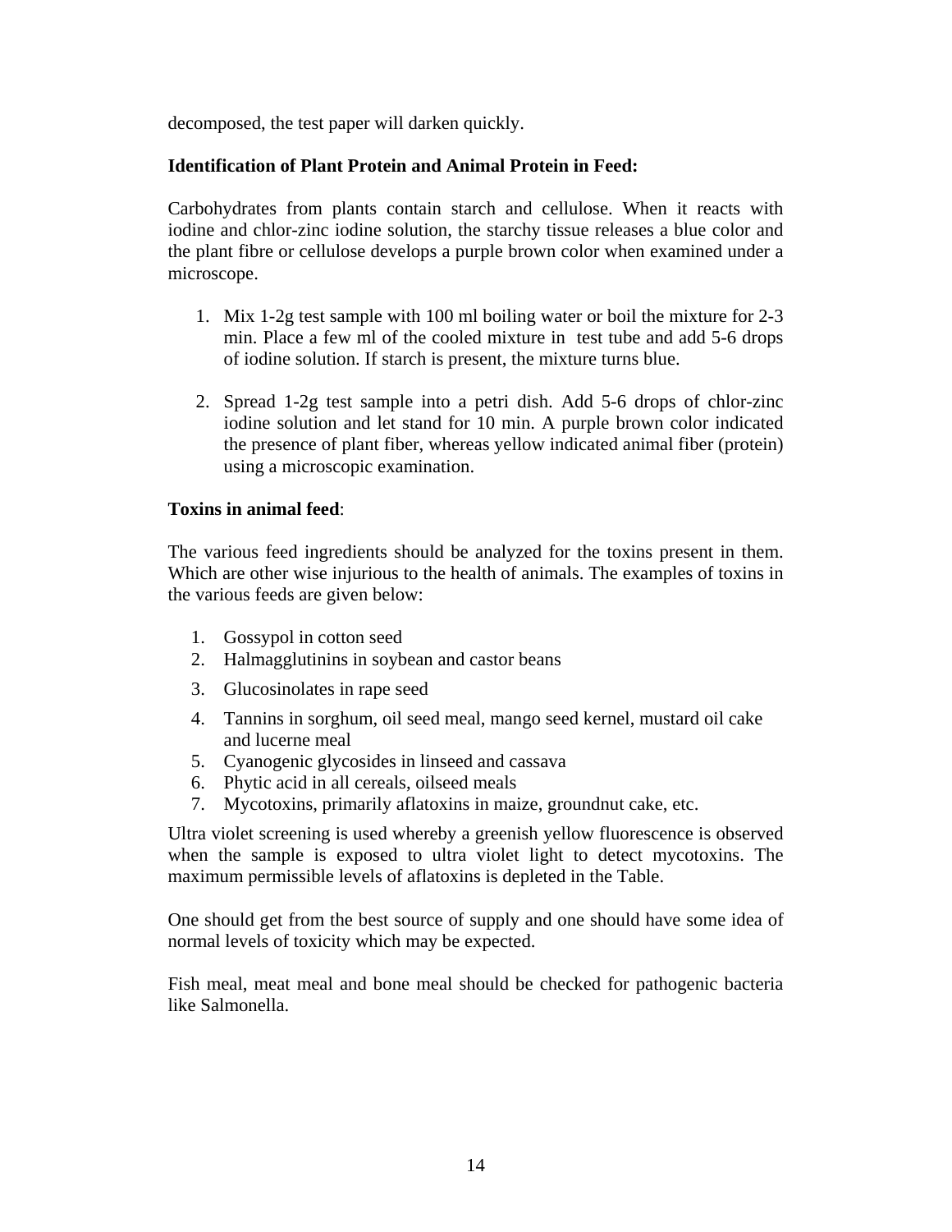decomposed, the test paper will darken quickly.

**Identification of Plant Protein and Animal Protein in Feed:**

Carbohydrates from plants contain starch and cellulose. When it reacts with iodine and chlor-zinc iodine solution, the starchy tissue releases a blue color and the plant fibre or cellulose develops a purple brown color when examined under a microscope.

1. Mix 1-2g test sample with 100 ml boiling water or boil the mixture for 2-3 min. Place a few ml of the cooled mixture in test tube and add 5-6 drops of iodine solution. If starch is present, the mixture turns blue.

2. Spread 1-2g test sample into a petri dish. Add 5-6 drops of chlor-zinc iodine solution and let stand for 10 min. A purple brown color indicated the presence of plant fiber, whereas yellow indicated animal fiber (protein) using a microscopic examination.

**Toxins in animal feed**:

The various feed ingredients should be analyzed for the toxins present in them. Which are other wise injurious to the health of animals. The examples of toxins in the various feeds are given below:

1. Gossypol in cotton seed
2. Halmagglutinins in soybean and castor beans
3. Glucosinolates in rape seed
4. Tannins in sorghum, oil seed meal, mango seed kernel, mustard oil cake and lucerne meal
5. Cyanogenic glycosides in linseed and cassava
6. Phytic acid in all cereals, oilseed meals
7. Mycotoxins, primarily aflatoxins in maize, groundnut cake, etc.

Ultra violet screening is used whereby a greenish yellow fluorescence is observed when the sample is exposed to ultra violet light to detect mycotoxins. The maximum permissible levels of aflatoxins is depleted in the Table.

One should get from the best source of supply and one should have some idea of normal levels of toxicity which may be expected.

Fish meal, meat meal and bone meal should be checked for pathogenic bacteria like Salmonella.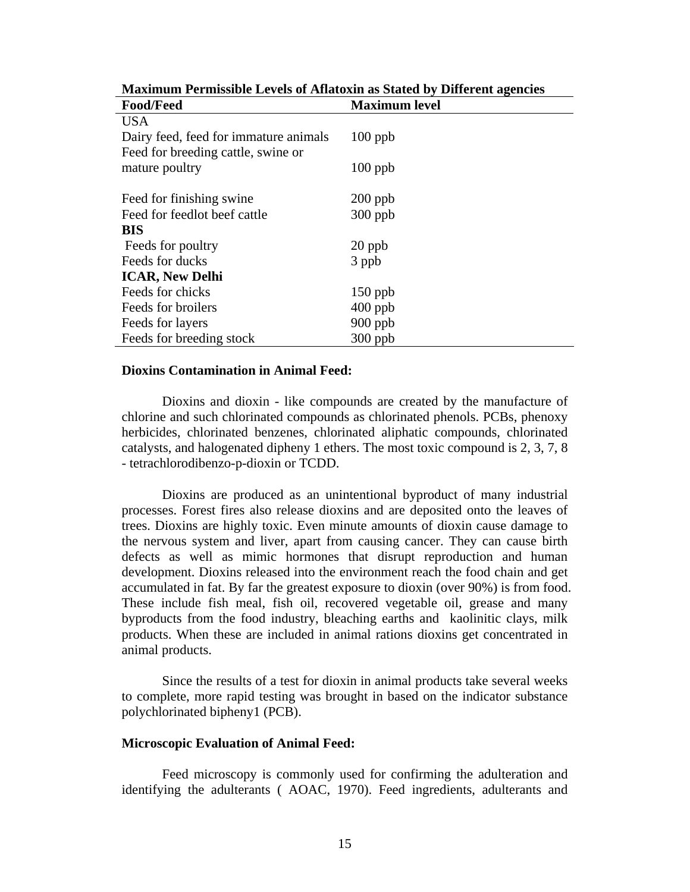**Maximum Permissible Levels of Aflatoxin as Stated by Different agencies**

| Food/Feed | Maximum level |
|---|---|
| USA | |
| Dairy feed, feed for immature animals | 100 ppb |
| Feed for breeding cattle, swine or mature poultry | 100 ppb |
| Feed for finishing swine | 200 ppb |
| Feed for feedlot beef cattle | 300 ppb |
| **BIS** | |
| Feeds for poultry | 20 ppb |
| Feeds for ducks | 3 ppb |
| **ICAR, New Delhi** | |
| Feeds for chicks | 150 ppb |
| Feeds for broilers | 400 ppb |
| Feeds for layers | 900 ppb |
| Feeds for breeding stock | 300 ppb |

**Dioxins Contamination in Animal Feed:**

Dioxins and dioxin - like compounds are created by the manufacture of chlorine and such chlorinated compounds as chlorinated phenols. PCBs, phenoxy herbicides, chlorinated benzenes, chlorinated aliphatic compounds, chlorinated catalysts, and halogenated dipheny 1 ethers. The most toxic compound is 2, 3, 7, 8 - tetrachlorodibenzo-p-dioxin or TCDD.

Dioxins are produced as an unintentional byproduct of many industrial processes. Forest fires also release dioxins and are deposited onto the leaves of trees. Dioxins are highly toxic. Even minute amounts of dioxin cause damage to the nervous system and liver, apart from causing cancer. They can cause birth defects as well as mimic hormones that disrupt reproduction and human development. Dioxins released into the environment reach the food chain and get accumulated in fat. By far the greatest exposure to dioxin (over 90%) is from food. These include fish meal, fish oil, recovered vegetable oil, grease and many byproducts from the food industry, bleaching earths and kaolinitic clays, milk products. When these are included in animal rations dioxins get concentrated in animal products.

Since the results of a test for dioxin in animal products take several weeks to complete, more rapid testing was brought in based on the indicator substance polychlorinated bipheny1 (PCB).

**Microscopic Evaluation of Animal Feed:**

Feed microscopy is commonly used for confirming the adulteration and identifying the adulterants ( AOAC, 1970). Feed ingredients, adulterants and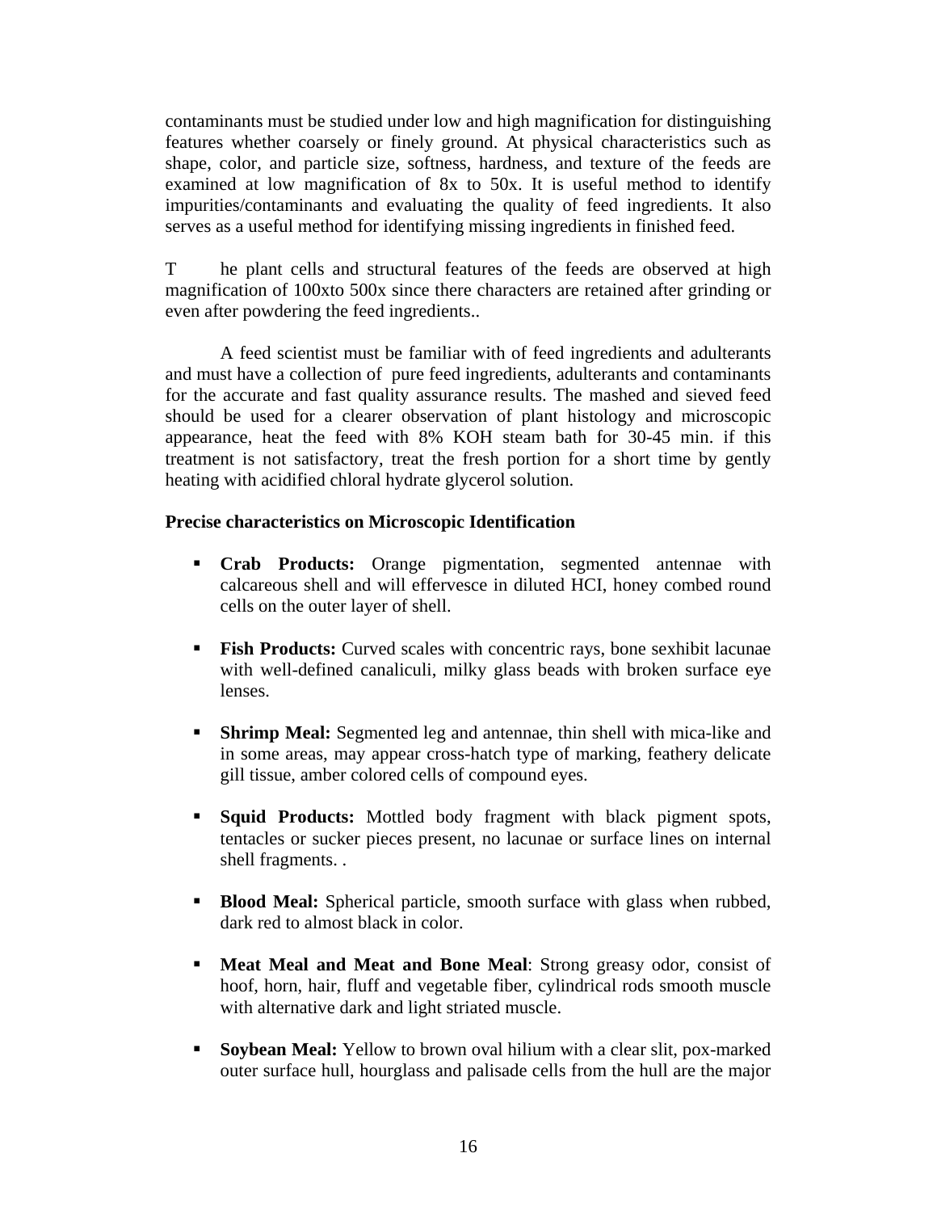contaminants must be studied under low and high magnification for distinguishing features whether coarsely or finely ground. At physical characteristics such as shape, color, and particle size, softness, hardness, and texture of the feeds are examined at low magnification of 8x to 50x. It is useful method to identify impurities/contaminants and evaluating the quality of feed ingredients. It also serves as a useful method for identifying missing ingredients in finished feed.

T he plant cells and structural features of the feeds are observed at high magnification of 100xto 500x since there characters are retained after grinding or even after powdering the feed ingredients..

A feed scientist must be familiar with of feed ingredients and adulterants and must have a collection of pure feed ingredients, adulterants and contaminants for the accurate and fast quality assurance results. The mashed and sieved feed should be used for a clearer observation of plant histology and microscopic appearance, heat the feed with 8% KOH steam bath for 30-45 min. if this treatment is not satisfactory, treat the fresh portion for a short time by gently heating with acidified chloral hydrate glycerol solution.

**Precise characteristics on Microscopic Identification**

- **Crab Products:** Orange pigmentation, segmented antennae with calcareous shell and will effervesce in diluted HCI, honey combed round cells on the outer layer of shell.
- **Fish Products:** Curved scales with concentric rays, bone sexhibit lacunae with well-defined canaliculi, milky glass beads with broken surface eye lenses.
- **Shrimp Meal:** Segmented leg and antennae, thin shell with mica-like and in some areas, may appear cross-hatch type of marking, feathery delicate gill tissue, amber colored cells of compound eyes.
- **Squid Products:** Mottled body fragment with black pigment spots, tentacles or sucker pieces present, no lacunae or surface lines on internal shell fragments. .
- **Blood Meal:** Spherical particle, smooth surface with glass when rubbed, dark red to almost black in color.
- **Meat Meal and Meat and Bone Meal**: Strong greasy odor, consist of hoof, horn, hair, fluff and vegetable fiber, cylindrical rods smooth muscle with alternative dark and light striated muscle.
- **Soybean Meal:** Yellow to brown oval hilium with a clear slit, pox-marked outer surface hull, hourglass and palisade cells from the hull are the major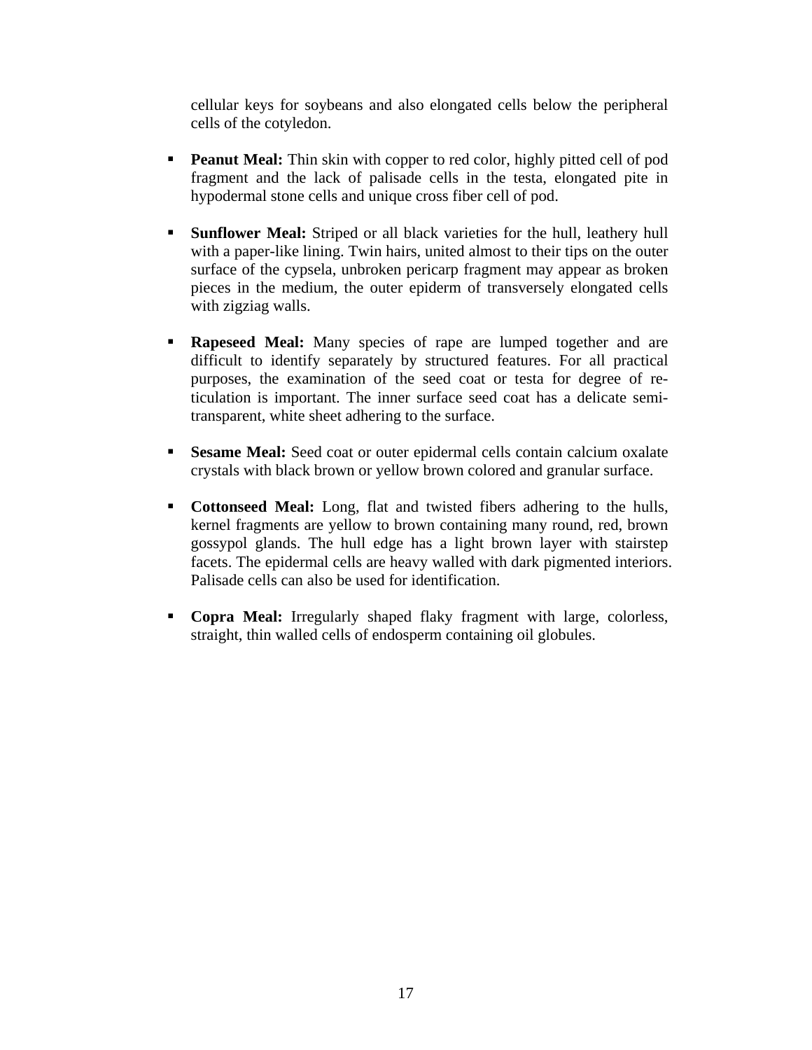cellular keys for soybeans and also elongated cells below the peripheral cells of the cotyledon.

- **Peanut Meal:** Thin skin with copper to red color, highly pitted cell of pod fragment and the lack of palisade cells in the testa, elongated pite in hypodermal stone cells and unique cross fiber cell of pod.

- **Sunflower Meal:** Striped or all black varieties for the hull, leathery hull with a paper-like lining. Twin hairs, united almost to their tips on the outer surface of the cypsela, unbroken pericarp fragment may appear as broken pieces in the medium, the outer epiderm of transversely elongated cells with zigziag walls.

- **Rapeseed Meal:** Many species of rape are lumped together and are difficult to identify separately by structured features. For all practical purposes, the examination of the seed coat or testa for degree of re-ticulation is important. The inner surface seed coat has a delicate semi-transparent, white sheet adhering to the surface.

- **Sesame Meal:** Seed coat or outer epidermal cells contain calcium oxalate crystals with black brown or yellow brown colored and granular surface.

- **Cottonseed Meal:** Long, flat and twisted fibers adhering to the hulls, kernel fragments are yellow to brown containing many round, red, brown gossypol glands. The hull edge has a light brown layer with stairstep facets. The epidermal cells are heavy walled with dark pigmented interiors. Palisade cells can also be used for identification.

- **Copra Meal:** Irregularly shaped flaky fragment with large, colorless, straight, thin walled cells of endosperm containing oil globules.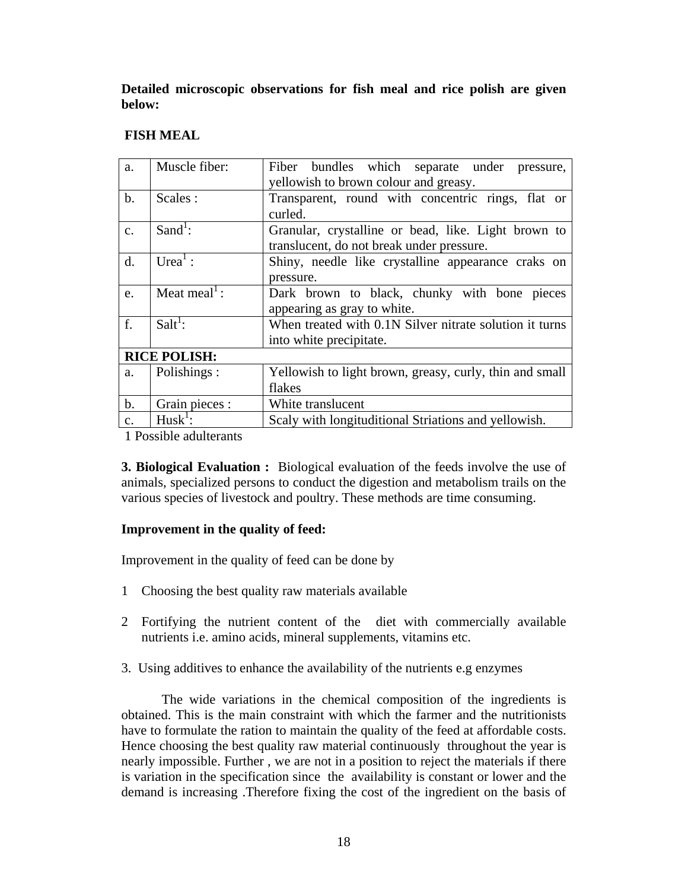**Detailed microscopic observations for fish meal and rice polish are given below:**

**FISH MEAL**

| | | |
|---|---|---|
| a. | Muscle fiber: | Fiber bundles which separate under pressure, yellowish to brown colour and greasy. |
| b. | Scales : | Transparent, round with concentric rings, flat or curled. |
| c. | Sand[1]: | Granular, crystalline or bead, like. Light brown to translucent, do not break under pressure. |
| d. | Urea[1] : | Shiny, needle like crystalline appearance craks on pressure. |
| e. | Meat meal[1] : | Dark brown to black, chunky with bone pieces appearing as gray to white. |
| f. | Salt[1]: | When treated with 0.1N Silver nitrate solution it turns into white precipitate. |
| **RICE POLISH:** | | |
| a. | Polishings : | Yellowish to light brown, greasy, curly, thin and small flakes |
| b. | Grain pieces : | White translucent |
| c. | Husk[1]: | Scaly with longitudinal Striations and yellowish. |

1 Possible adulterants

**3. Biological Evaluation :** Biological evaluation of the feeds involve the use of animals, specialized persons to conduct the digestion and metabolism trails on the various species of livestock and poultry. These methods are time consuming.

**Improvement in the quality of feed:**

Improvement in the quality of feed can be done by

1 Choosing the best quality raw materials available

2 Fortifying the nutrient content of the diet with commercially available nutrients i.e. amino acids, mineral supplements, vitamins etc.

3. Using additives to enhance the availability of the nutrients e.g enzymes

The wide variations in the chemical composition of the ingredients is obtained. This is the main constraint with which the farmer and the nutritionists have to formulate the ration to maintain the quality of the feed at affordable costs. Hence choosing the best quality raw material continuously throughout the year is nearly impossible. Further , we are not in a position to reject the materials if there is variation in the specification since the availability is constant or lower and the demand is increasing .Therefore fixing the cost of the ingredient on the basis of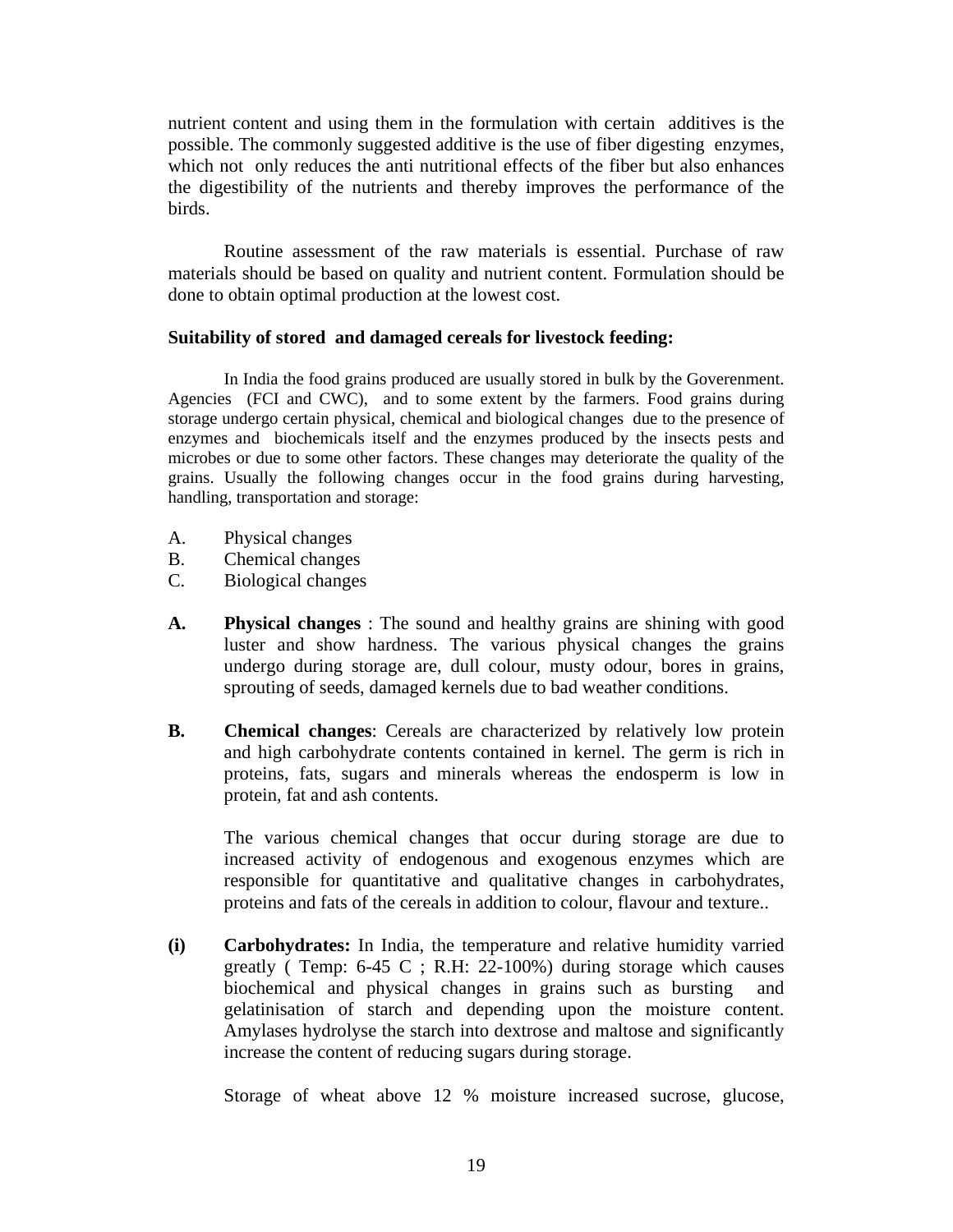nutrient content and using them in the formulation with certain additives is the possible. The commonly suggested additive is the use of fiber digesting enzymes, which not only reduces the anti nutritional effects of the fiber but also enhances the digestibility of the nutrients and thereby improves the performance of the birds.

Routine assessment of the raw materials is essential. Purchase of raw materials should be based on quality and nutrient content. Formulation should be done to obtain optimal production at the lowest cost.

**Suitability of stored and damaged cereals for livestock feeding:**

In India the food grains produced are usually stored in bulk by the Goverenment. Agencies (FCI and CWC), and to some extent by the farmers. Food grains during storage undergo certain physical, chemical and biological changes due to the presence of enzymes and biochemicals itself and the enzymes produced by the insects pests and microbes or due to some other factors. These changes may deteriorate the quality of the grains. Usually the following changes occur in the food grains during harvesting, handling, transportation and storage:

A. Physical changes
B. Chemical changes
C. Biological changes

**A. Physical changes** : The sound and healthy grains are shining with good luster and show hardness. The various physical changes the grains undergo during storage are, dull colour, musty odour, bores in grains, sprouting of seeds, damaged kernels due to bad weather conditions.

**B. Chemical changes**: Cereals are characterized by relatively low protein and high carbohydrate contents contained in kernel. The germ is rich in proteins, fats, sugars and minerals whereas the endosperm is low in protein, fat and ash contents.

The various chemical changes that occur during storage are due to increased activity of endogenous and exogenous enzymes which are responsible for quantitative and qualitative changes in carbohydrates, proteins and fats of the cereals in addition to colour, flavour and texture..

**(i) Carbohydrates:** In India, the temperature and relative humidity varried greatly ( Temp: 6-45 C ; R.H: 22-100%) during storage which causes biochemical and physical changes in grains such as bursting and gelatinisation of starch and depending upon the moisture content. Amylases hydrolyse the starch into dextrose and maltose and significantly increase the content of reducing sugars during storage.

Storage of wheat above 12 % moisture increased sucrose, glucose,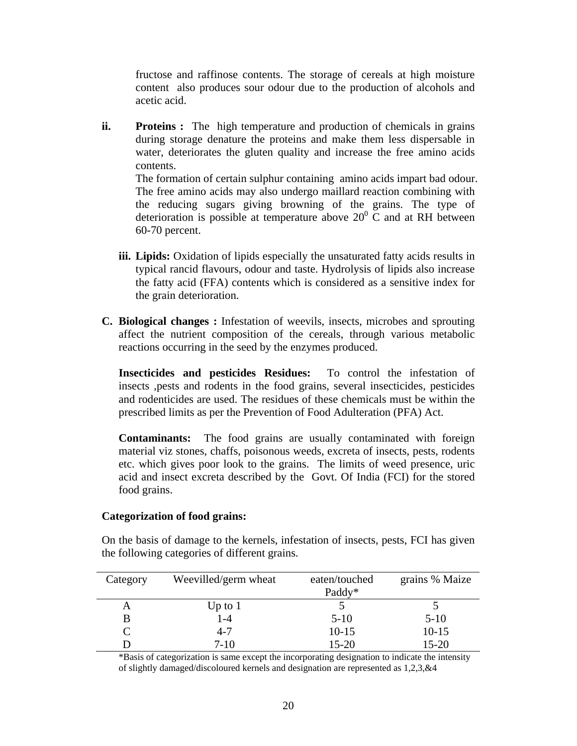fructose and raffinose contents. The storage of cereals at high moisture content also produces sour odour due to the production of alcohols and acetic acid.

**ii. Proteins :** The high temperature and production of chemicals in grains during storage denature the proteins and make them less dispersable in water, deteriorates the gluten quality and increase the free amino acids contents.
The formation of certain sulphur containing amino acids impart bad odour. The free amino acids may also undergo maillard reaction combining with the reducing sugars giving browning of the grains. The type of deterioration is possible at temperature above $20^0$ C and at RH between 60-70 percent.

**iii. Lipids:** Oxidation of lipids especially the unsaturated fatty acids results in typical rancid flavours, odour and taste. Hydrolysis of lipids also increase the fatty acid (FFA) contents which is considered as a sensitive index for the grain deterioration.

**C. Biological changes :** Infestation of weevils, insects, microbes and sprouting affect the nutrient composition of the cereals, through various metabolic reactions occurring in the seed by the enzymes produced.

**Insecticides and pesticides Residues:** To control the infestation of insects ,pests and rodents in the food grains, several insecticides, pesticides and rodenticides are used. The residues of these chemicals must be within the prescribed limits as per the Prevention of Food Adulteration (PFA) Act.

**Contaminants:** The food grains are usually contaminated with foreign material viz stones, chaffs, poisonous weeds, excreta of insects, pests, rodents etc. which gives poor look to the grains. The limits of weed presence, uric acid and insect excreta described by the Govt. Of India (FCI) for the stored food grains.

**Categorization of food grains:**

On the basis of damage to the kernels, infestation of insects, pests, FCI has given the following categories of different grains.

| Category | Weevilled/germ wheat | eaten/touched Paddy* | grains % Maize |
|---|---|---|---|
| A | Up to 1 | 5 | 5 |
| B | 1-4 | 5-10 | 5-10 |
| C | 4-7 | 10-15 | 10-15 |
| D | 7-10 | 15-20 | 15-20 |

*Basis of categorization is same except the incorporating designation to indicate the intensity of slightly damaged/discoloured kernels and designation are represented as 1,2,3,&4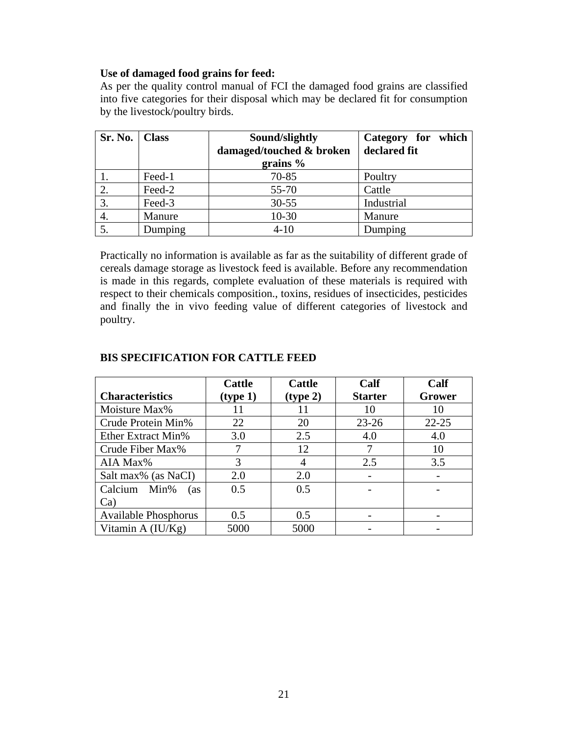**Use of damaged food grains for feed:**

As per the quality control manual of FCI the damaged food grains are classified into five categories for their disposal which may be declared fit for consumption by the livestock/poultry birds.

| Sr. No. | Class | Sound/slightly damaged/touched & broken grains % | Category for which declared fit |
|---|---|---|---|
| 1. | Feed-1 | 70-85 | Poultry |
| 2. | Feed-2 | 55-70 | Cattle |
| 3. | Feed-3 | 30-55 | Industrial |
| 4. | Manure | 10-30 | Manure |
| 5. | Dumping | 4-10 | Dumping |

Practically no information is available as far as the suitability of different grade of cereals damage storage as livestock feed is available. Before any recommendation is made in this regards, complete evaluation of these materials is required with respect to their chemicals composition., toxins, residues of insecticides, pesticides and finally the in vivo feeding value of different categories of livestock and poultry.

**BIS SPECIFICATION FOR CATTLE FEED**

| Characteristics | Cattle (type 1) | Cattle (type 2) | Calf Starter | Calf Grower |
|---|---|---|---|---|
| Moisture Max% | 11 | 11 | 10 | 10 |
| Crude Protein Min% | 22 | 20 | 23-26 | 22-25 |
| Ether Extract Min% | 3.0 | 2.5 | 4.0 | 4.0 |
| Crude Fiber Max% | 7 | 12 | 7 | 10 |
| AIA Max% | 3 | 4 | 2.5 | 3.5 |
| Salt max% (as NaCI) | 2.0 | 2.0 | - | - |
| Calcium Min% (as Ca) | 0.5 | 0.5 | - | - |
| Available Phosphorus | 0.5 | 0.5 | - | - |
| Vitamin A (IU/Kg) | 5000 | 5000 | - | - |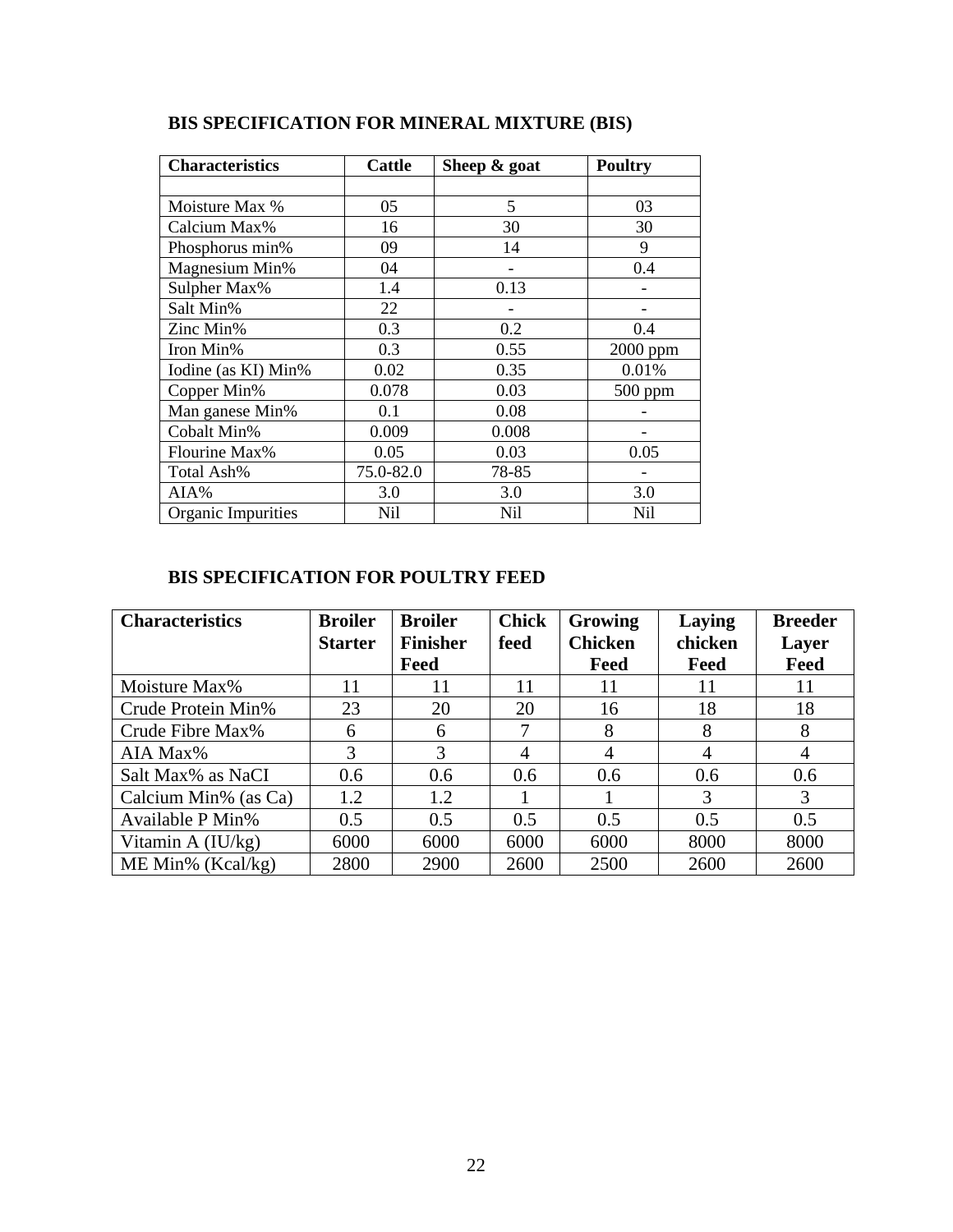## BIS SPECIFICATION FOR MINERAL MIXTURE (BIS)

| Characteristics | Cattle | Sheep & goat | Poultry |
|---|---|---|---|
| | | | |
| Moisture Max % | 05 | 5 | 03 |
| Calcium Max% | 16 | 30 | 30 |
| Phosphorus min% | 09 | 14 | 9 |
| Magnesium Min% | 04 | - | 0.4 |
| Sulpher Max% | 1.4 | 0.13 | - |
| Salt Min% | 22 | - | - |
| Zinc Min% | 0.3 | 0.2 | 0.4 |
| Iron Min% | 0.3 | 0.55 | 2000 ppm |
| Iodine (as KI) Min% | 0.02 | 0.35 | 0.01% |
| Copper Min% | 0.078 | 0.03 | 500 ppm |
| Man ganese Min% | 0.1 | 0.08 | - |
| Cobalt Min% | 0.009 | 0.008 | - |
| Flourine Max% | 0.05 | 0.03 | 0.05 |
| Total Ash% | 75.0-82.0 | 78-85 | - |
| AIA% | 3.0 | 3.0 | 3.0 |
| Organic Impurities | Nil | Nil | Nil |

## BIS SPECIFICATION FOR POULTRY FEED

| Characteristics | Broiler Starter | Broiler Finisher Feed | Chick feed | Growing Chicken Feed | Laying chicken Feed | Breeder Layer Feed |
|---|---|---|---|---|---|---|
| Moisture Max% | 11 | 11 | 11 | 11 | 11 | 11 |
| Crude Protein Min% | 23 | 20 | 20 | 16 | 18 | 18 |
| Crude Fibre Max% | 6 | 6 | 7 | 8 | 8 | 8 |
| AIA Max% | 3 | 3 | 4 | 4 | 4 | 4 |
| Salt Max% as NaCI | 0.6 | 0.6 | 0.6 | 0.6 | 0.6 | 0.6 |
| Calcium Min% (as Ca) | 1.2 | 1.2 | 1 | 1 | 3 | 3 |
| Available P Min% | 0.5 | 0.5 | 0.5 | 0.5 | 0.5 | 0.5 |
| Vitamin A (IU/kg) | 6000 | 6000 | 6000 | 6000 | 8000 | 8000 |
| ME Min% (Kcal/kg) | 2800 | 2900 | 2600 | 2500 | 2600 | 2600 |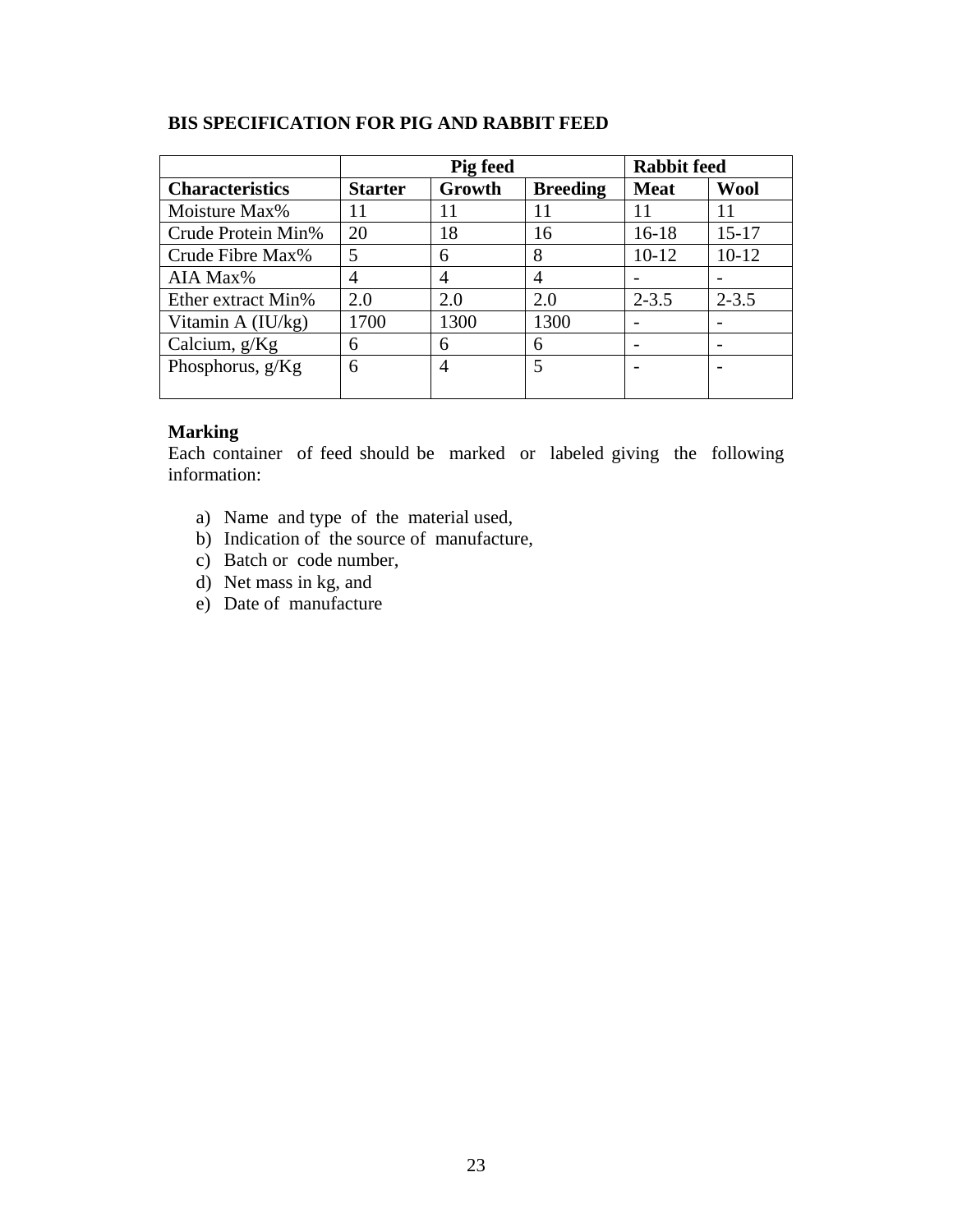**BIS SPECIFICATION FOR PIG AND RABBIT FEED**

| | Pig feed | | | Rabbit feed | |
|---|---|---|---|---|---|
| **Characteristics** | **Starter** | **Growth** | **Breeding** | **Meat** | **Wool** |
| Moisture Max% | 11 | 11 | 11 | 11 | 11 |
| Crude Protein Min% | 20 | 18 | 16 | 16-18 | 15-17 |
| Crude Fibre Max% | 5 | 6 | 8 | 10-12 | 10-12 |
| AIA Max% | 4 | 4 | 4 | - | - |
| Ether extract Min% | 2.0 | 2.0 | 2.0 | 2-3.5 | 2-3.5 |
| Vitamin A (IU/kg) | 1700 | 1300 | 1300 | - | - |
| Calcium, g/Kg | 6 | 6 | 6 | - | - |
| Phosphorus, g/Kg | 6 | 4 | 5 | - | - |

**Marking**

Each container of feed should be marked or labeled giving the following information:

a) Name and type of the material used,
b) Indication of the source of manufacture,
c) Batch or code number,
d) Net mass in kg, and
e) Date of manufacture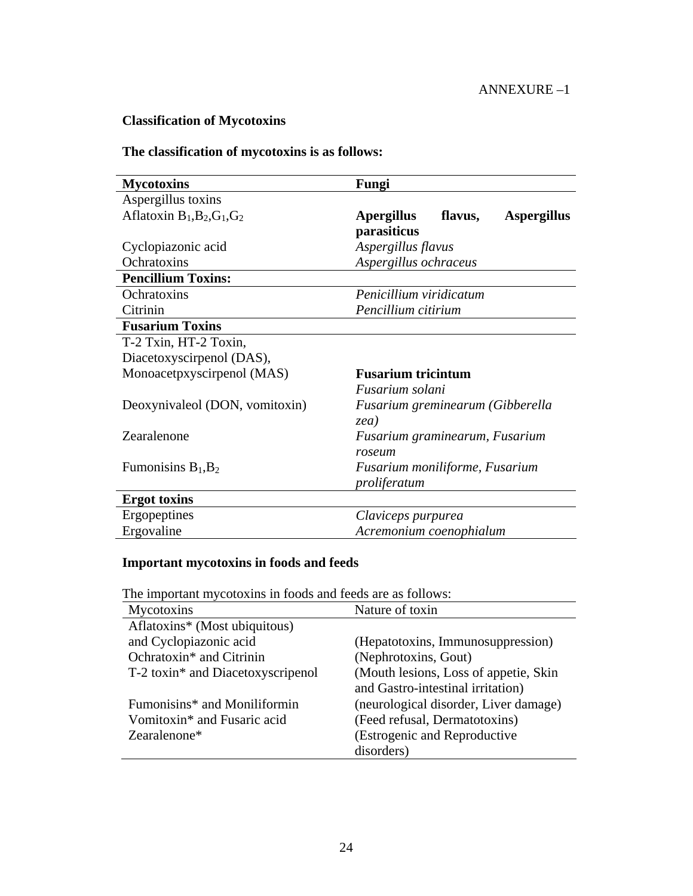ANNEXURE –1

**Classification of Mycotoxins**

**The classification of mycotoxins is as follows:**

| **Mycotoxins** | **Fungi** |
|---|---|
| Aspergillus toxins | |
| Aflatoxin $B_1$,$B_2$,$G_1$,$G_2$ | **Apergillus flavus, Aspergillus parasiticus** |
| Cyclopiazonic acid | *Aspergillus flavus* |
| Ochratoxins | *Aspergillus ochraceus* |
| **Pencillium Toxins:** | |
| Ochratoxins | *Penicillium viridicatum* |
| Citrinin | *Pencillium citirium* |
| **Fusarium Toxins** | |
| T-2 Txin, HT-2 Toxin, Diacetoxyscirpenol (DAS), Monoacetpxyscirpenol (MAS) | **Fusarium tricintum** *Fusarium solani* |
| Deoxynivaleol (DON, vomitoxin) | *Fusarium greminearum (Gibberella zea)* |
| Zearalenone | *Fusarium graminearum, Fusarium roseum* |
| Fumonisins $B_1$,$B_2$ | *Fusarium moniliforme, Fusarium proliferatum* |
| **Ergot toxins** | |
| Ergopeptines | *Claviceps purpurea* |
| Ergovaline | *Acremonium coenophialum* |

**Important mycotoxins in foods and feeds**

The important mycotoxins in foods and feeds are as follows:

| Mycotoxins | Nature of toxin |
|---|---|
| Aflatoxins* (Most ubiquitous) and Cyclopiazonic acid | (Hepatotoxins, Immunosuppression) |
| Ochratoxin* and Citrinin | (Nephrotoxins, Gout) |
| T-2 toxin* and Diacetoxyscripenol | (Mouth lesions, Loss of appetie, Skin and Gastro-intestinal irritation) |
| Fumonisins* and Moniliformin | (neurological disorder, Liver damage) |
| Vomitoxin* and Fusaric acid | (Feed refusal, Dermatotoxins) |
| Zearalenone* | (Estrogenic and Reproductive disorders) |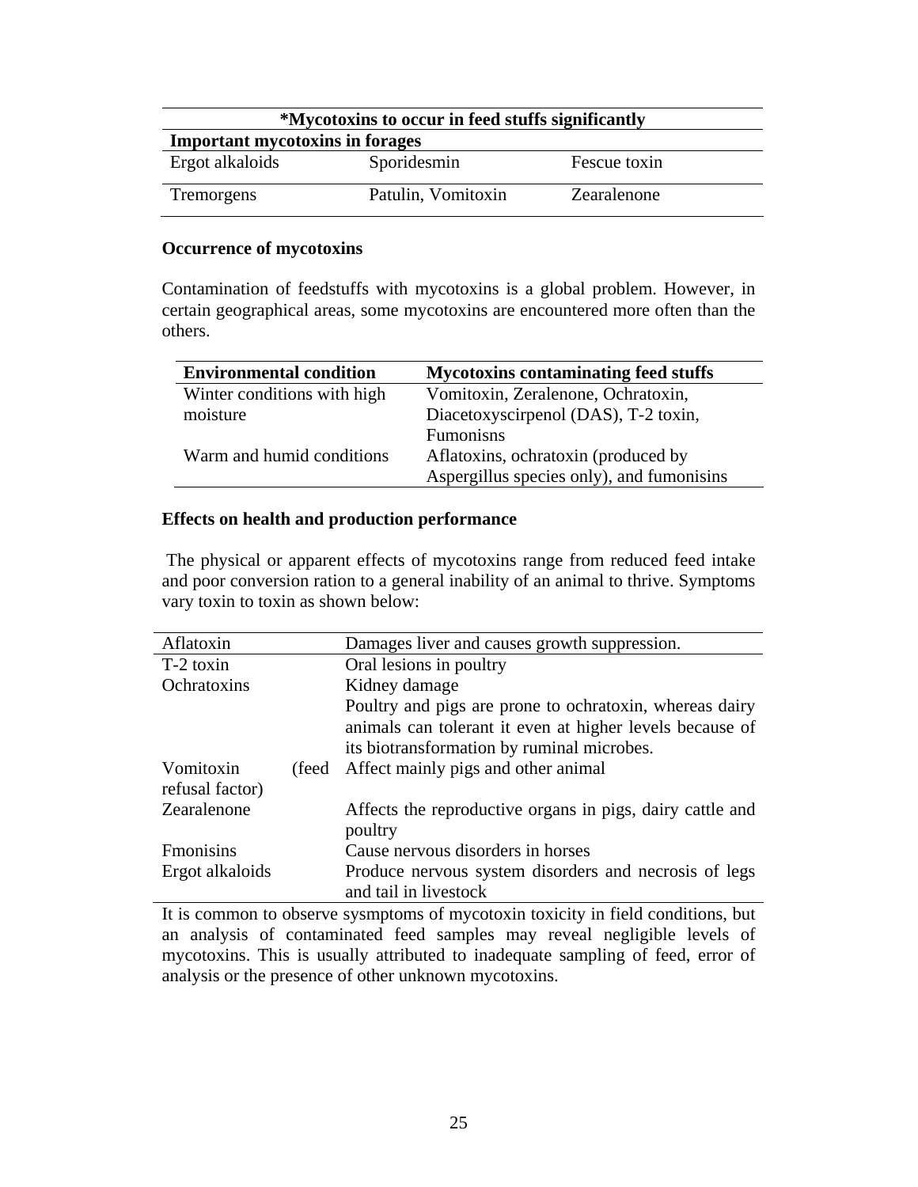| *Mycotoxins to occur in feed stuffs significantly | | |
|---|---|---|
| **Important mycotoxins in forages** | | |
| Ergot alkaloids | Sporidesmin | Fescue toxin |
| Tremorgens | Patulin, Vomitoxin | Zearalenone |

### Occurrence of mycotoxins

Contamination of feedstuffs with mycotoxins is a global problem. However, in certain geographical areas, some mycotoxins are encountered more often than the others.

| Environmental condition | Mycotoxins contaminating feed stuffs |
|---|---|
| Winter conditions with high moisture | Vomitoxin, Zeralenone, Ochratoxin, Diacetoxyscirpenol (DAS), T-2 toxin, Fumonisns |
| Warm and humid conditions | Aflatoxins, ochratoxin (produced by Aspergillus species only), and fumonisins |

### Effects on health and production performance

The physical or apparent effects of mycotoxins range from reduced feed intake and poor conversion ration to a general inability of an animal to thrive. Symptoms vary toxin to toxin as shown below:

| | |
|---|---|
| Aflatoxin | Damages liver and causes growth suppression. |
| T-2 toxin | Oral lesions in poultry |
| Ochratoxins | Kidney damage<br>Poultry and pigs are prone to ochratoxin, whereas dairy animals can tolerant it even at higher levels because of its biotransformation by ruminal microbes. |
| Vomitoxin (feed refusal factor) | Affect mainly pigs and other animal |
| Zearalenone | Affects the reproductive organs in pigs, dairy cattle and poultry |
| Fmonisins | Cause nervous disorders in horses |
| Ergot alkaloids | Produce nervous system disorders and necrosis of legs and tail in livestock |

It is common to observe sysmptoms of mycotoxin toxicity in field conditions, but an analysis of contaminated feed samples may reveal negligible levels of mycotoxins. This is usually attributed to inadequate sampling of feed, error of analysis or the presence of other unknown mycotoxins.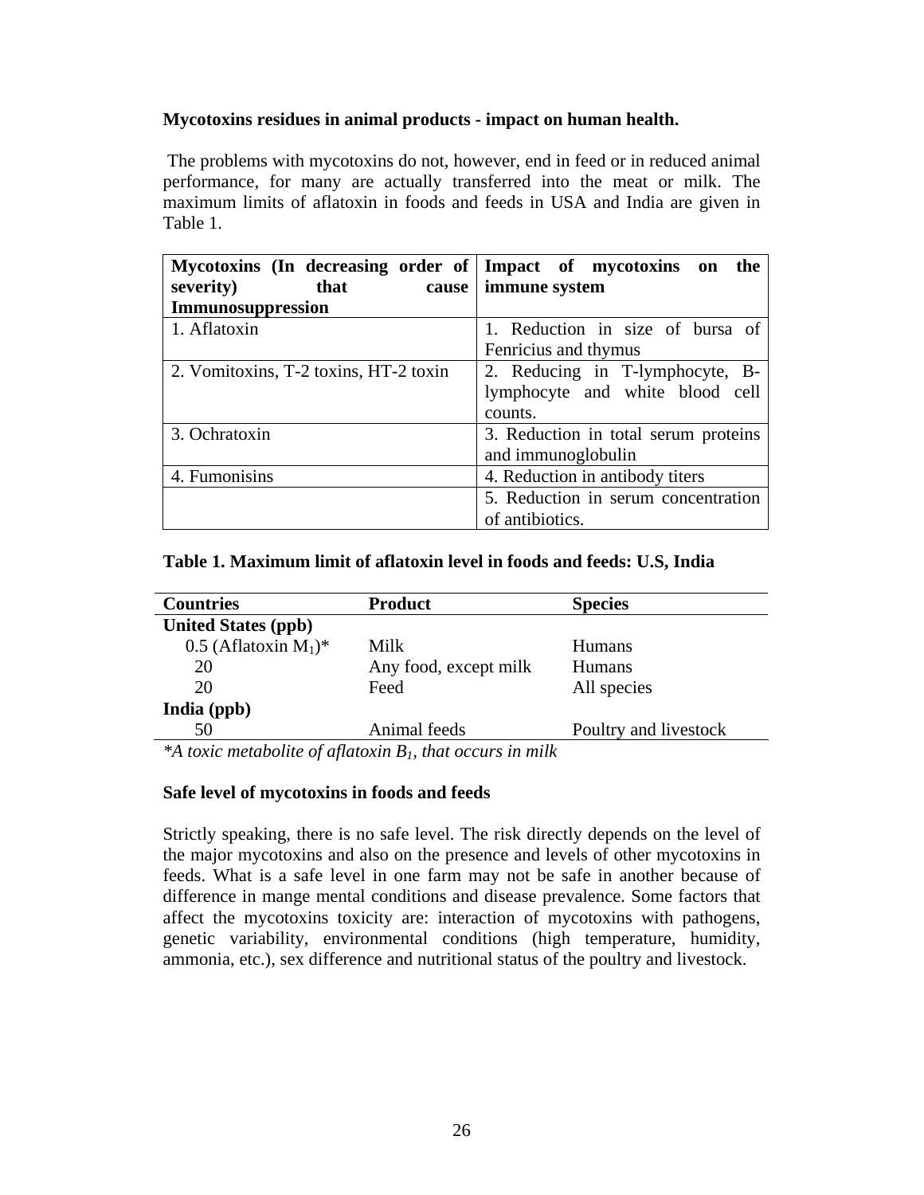**Mycotoxins residues in animal products - impact on human health.**

The problems with mycotoxins do not, however, end in feed or in reduced animal performance, for many are actually transferred into the meat or milk. The maximum limits of aflatoxin in foods and feeds in USA and India are given in Table 1.

| Mycotoxins (In decreasing order of severity) that cause Immunosuppression | Impact of mycotoxins on the immune system |
|---|---|
| 1. Aflatoxin | 1. Reduction in size of bursa of Fenricius and thymus |
| 2. Vomitoxins, T-2 toxins, HT-2 toxin | 2. Reducing in T-lymphocyte, B-lymphocyte and white blood cell counts. |
| 3. Ochratoxin | 3. Reduction in total serum proteins and immunoglobulin |
| 4. Fumonisins | 4. Reduction in antibody titers |
| | 5. Reduction in serum concentration of antibiotics. |

**Table 1. Maximum limit of aflatoxin level in foods and feeds: U.S, India**

| Countries | Product | Species |
|---|---|---|
| **United States (ppb)** | | |
| 0.5 (Aflatoxin $M_1$)* | Milk | Humans |
| 20 | Any food, except milk | Humans |
| 20 | Feed | All species |
| **India (ppb)** | | |
| 50 | Animal feeds | Poultry and livestock |

*\*A toxic metabolite of aflatoxin $B_1$, that occurs in milk*

**Safe level of mycotoxins in foods and feeds**

Strictly speaking, there is no safe level. The risk directly depends on the level of the major mycotoxins and also on the presence and levels of other mycotoxins in feeds. What is a safe level in one farm may not be safe in another because of difference in mange mental conditions and disease prevalence. Some factors that affect the mycotoxins toxicity are: interaction of mycotoxins with pathogens, genetic variability, environmental conditions (high temperature, humidity, ammonia, etc.), sex difference and nutritional status of the poultry and livestock.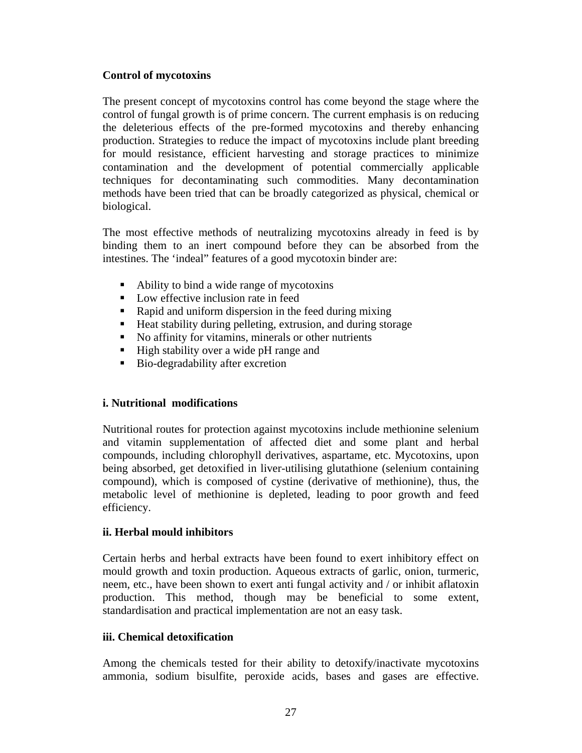**Control of mycotoxins**

The present concept of mycotoxins control has come beyond the stage where the control of fungal growth is of prime concern. The current emphasis is on reducing the deleterious effects of the pre-formed mycotoxins and thereby enhancing production. Strategies to reduce the impact of mycotoxins include plant breeding for mould resistance, efficient harvesting and storage practices to minimize contamination and the development of potential commercially applicable techniques for decontaminating such commodities. Many decontamination methods have been tried that can be broadly categorized as physical, chemical or biological.

The most effective methods of neutralizing mycotoxins already in feed is by binding them to an inert compound before they can be absorbed from the intestines. The 'indeal" features of a good mycotoxin binder are:

- Ability to bind a wide range of mycotoxins
- Low effective inclusion rate in feed
- Rapid and uniform dispersion in the feed during mixing
- Heat stability during pelleting, extrusion, and during storage
- No affinity for vitamins, minerals or other nutrients
- High stability over a wide pH range and
- Bio-degradability after excretion

**i. Nutritional modifications**

Nutritional routes for protection against mycotoxins include methionine selenium and vitamin supplementation of affected diet and some plant and herbal compounds, including chlorophyll derivatives, aspartame, etc. Mycotoxins, upon being absorbed, get detoxified in liver-utilising glutathione (selenium containing compound), which is composed of cystine (derivative of methionine), thus, the metabolic level of methionine is depleted, leading to poor growth and feed efficiency.

**ii. Herbal mould inhibitors**

Certain herbs and herbal extracts have been found to exert inhibitory effect on mould growth and toxin production. Aqueous extracts of garlic, onion, turmeric, neem, etc., have been shown to exert anti fungal activity and / or inhibit aflatoxin production. This method, though may be beneficial to some extent, standardisation and practical implementation are not an easy task.

**iii. Chemical detoxification**

Among the chemicals tested for their ability to detoxify/inactivate mycotoxins ammonia, sodium bisulfite, peroxide acids, bases and gases are effective.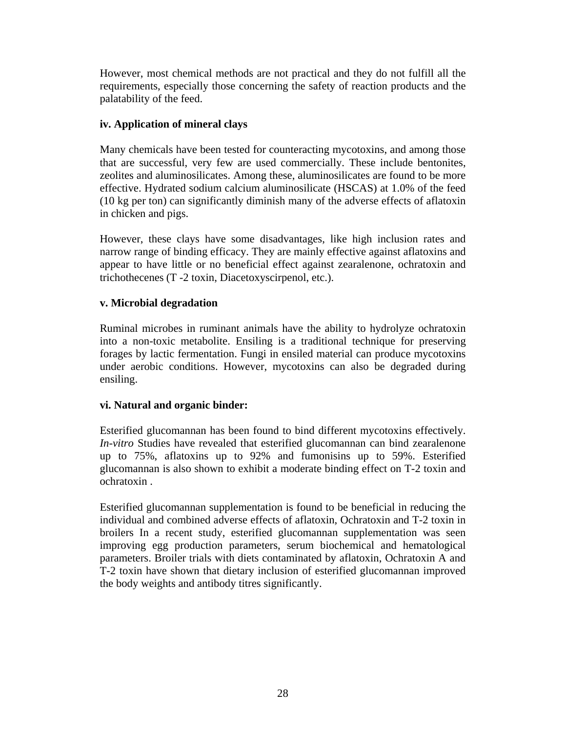However, most chemical methods are not practical and they do not fulfill all the requirements, especially those concerning the safety of reaction products and the palatability of the feed.

**iv. Application of mineral clays**

Many chemicals have been tested for counteracting mycotoxins, and among those that are successful, very few are used commercially. These include bentonites, zeolites and aluminosilicates. Among these, aluminosilicates are found to be more effective. Hydrated sodium calcium aluminosilicate (HSCAS) at 1.0% of the feed (10 kg per ton) can significantly diminish many of the adverse effects of aflatoxin in chicken and pigs.

However, these clays have some disadvantages, like high inclusion rates and narrow range of binding efficacy. They are mainly effective against aflatoxins and appear to have little or no beneficial effect against zearalenone, ochratoxin and trichothecenes (T -2 toxin, Diacetoxyscirpenol, etc.).

**v. Microbial degradation**

Ruminal microbes in ruminant animals have the ability to hydrolyze ochratoxin into a non-toxic metabolite. Ensiling is a traditional technique for preserving forages by lactic fermentation. Fungi in ensiled material can produce mycotoxins under aerobic conditions. However, mycotoxins can also be degraded during ensiling.

**vi. Natural and organic binder:**

Esterified glucomannan has been found to bind different mycotoxins effectively. *In-vitro* Studies have revealed that esterified glucomannan can bind zearalenone up to 75%, aflatoxins up to 92% and fumonisins up to 59%. Esterified glucomannan is also shown to exhibit a moderate binding effect on T-2 toxin and ochratoxin .

Esterified glucomannan supplementation is found to be beneficial in reducing the individual and combined adverse effects of aflatoxin, Ochratoxin and T-2 toxin in broilers In a recent study, esterified glucomannan supplementation was seen improving egg production parameters, serum biochemical and hematological parameters. Broiler trials with diets contaminated by aflatoxin, Ochratoxin A and T-2 toxin have shown that dietary inclusion of esterified glucomannan improved the body weights and antibody titres significantly.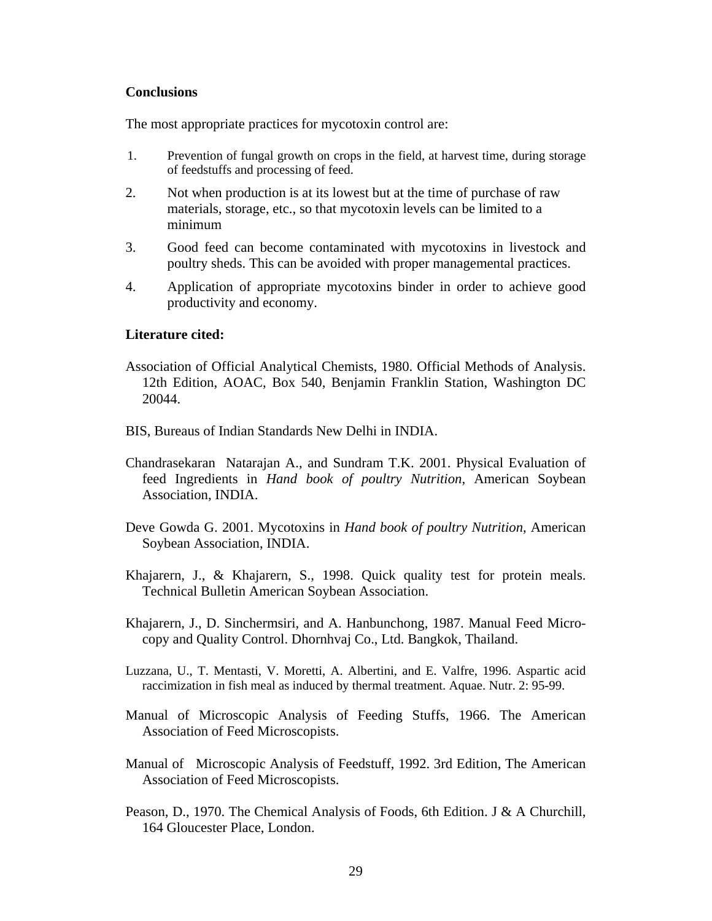**Conclusions**

The most appropriate practices for mycotoxin control are:

1. Prevention of fungal growth on crops in the field, at harvest time, during storage of feedstuffs and processing of feed.
2. Not when production is at its lowest but at the time of purchase of raw materials, storage, etc., so that mycotoxin levels can be limited to a minimum
3. Good feed can become contaminated with mycotoxins in livestock and poultry sheds. This can be avoided with proper managemental practices.
4. Application of appropriate mycotoxins binder in order to achieve good productivity and economy.

**Literature cited:**

Association of Official Analytical Chemists, 1980. Official Methods of Analysis. 12th Edition, AOAC, Box 540, Benjamin Franklin Station, Washington DC 20044.

BIS, Bureaus of Indian Standards New Delhi in INDIA.

Chandrasekaran Natarajan A., and Sundram T.K. 2001. Physical Evaluation of feed Ingredients in *Hand book of poultry Nutrition*, American Soybean Association, INDIA.

Deve Gowda G. 2001. Mycotoxins in *Hand book of poultry Nutrition*, American Soybean Association, INDIA.

Khajarern, J., & Khajarern, S., 1998. Quick quality test for protein meals. Technical Bulletin American Soybean Association.

Khajarern, J., D. Sinchermsiri, and A. Hanbunchong, 1987. Manual Feed Micro-copy and Quality Control. Dhornhvaj Co., Ltd. Bangkok, Thailand.

Luzzana, U., T. Mentasti, V. Moretti, A. Albertini, and E. Valfre, 1996. Aspartic acid raccimization in fish meal as induced by thermal treatment. Aquae. Nutr. 2: 95-99.

Manual of Microscopic Analysis of Feeding Stuffs, 1966. The American Association of Feed Microscopists.

Manual of Microscopic Analysis of Feedstuff, 1992. 3rd Edition, The American Association of Feed Microscopists.

Peason, D., 1970. The Chemical Analysis of Foods, 6th Edition. J & A Churchill, 164 Gloucester Place, London.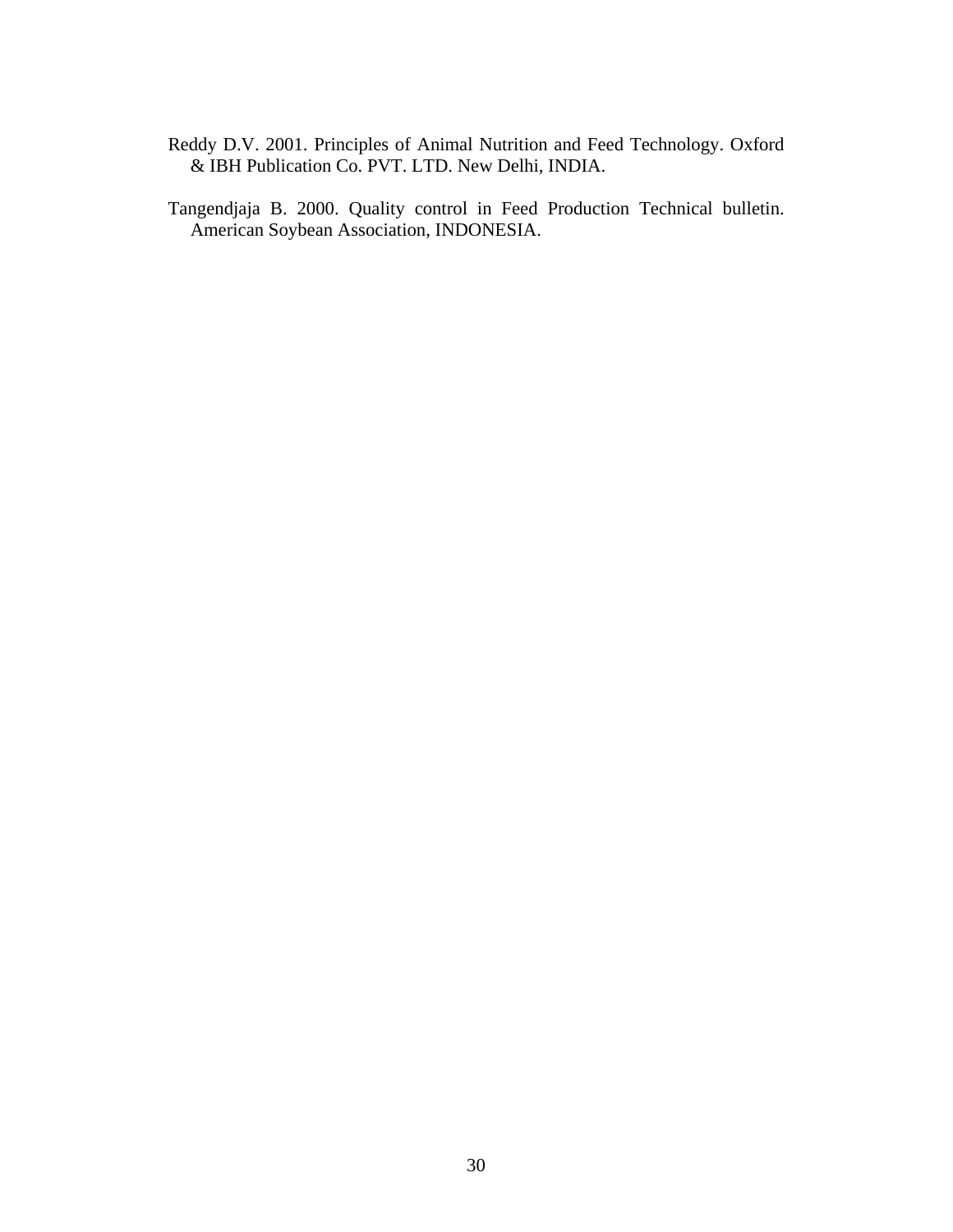Reddy D.V. 2001. Principles of Animal Nutrition and Feed Technology. Oxford & IBH Publication Co. PVT. LTD. New Delhi, INDIA.

Tangendjaja B. 2000. Quality control in Feed Production Technical bulletin. American Soybean Association, INDONESIA.